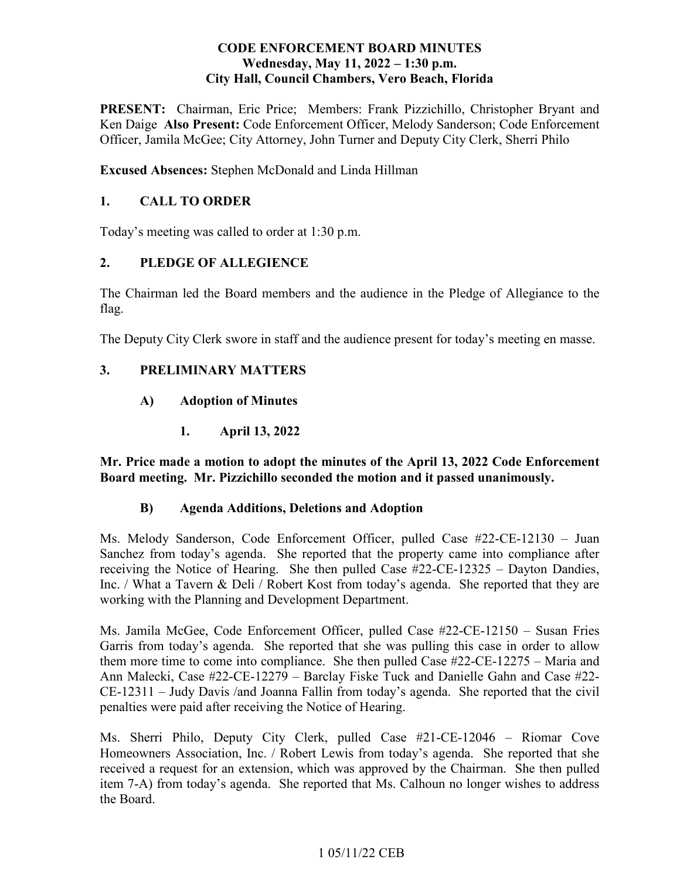**CODE ENFORCEMENT BOARD MINUTES**
**Wednesday, May 11, 2022 – 1:30 p.m.**
**City Hall, Council Chambers, Vero Beach, Florida**

**PRESENT:** Chairman, Eric Price; Members: Frank Pizzichillo, Christopher Bryant and Ken Daige **Also Present:** Code Enforcement Officer, Melody Sanderson; Code Enforcement Officer, Jamila McGee; City Attorney, John Turner and Deputy City Clerk, Sherri Philo

**Excused Absences:** Stephen McDonald and Linda Hillman

## 1. CALL TO ORDER

Today's meeting was called to order at 1:30 p.m.

## 2. PLEDGE OF ALLEGIENCE

The Chairman led the Board members and the audience in the Pledge of Allegiance to the flag.

The Deputy City Clerk swore in staff and the audience present for today's meeting en masse.

## 3. PRELIMINARY MATTERS

### A) Adoption of Minutes

#### 1. April 13, 2022

**Mr. Price made a motion to adopt the minutes of the April 13, 2022 Code Enforcement Board meeting. Mr. Pizzichillo seconded the motion and it passed unanimously.**

### B) Agenda Additions, Deletions and Adoption

Ms. Melody Sanderson, Code Enforcement Officer, pulled Case #22-CE-12130 – Juan Sanchez from today's agenda. She reported that the property came into compliance after receiving the Notice of Hearing. She then pulled Case #22-CE-12325 – Dayton Dandies, Inc. / What a Tavern & Deli / Robert Kost from today's agenda. She reported that they are working with the Planning and Development Department.

Ms. Jamila McGee, Code Enforcement Officer, pulled Case #22-CE-12150 – Susan Fries Garris from today's agenda. She reported that she was pulling this case in order to allow them more time to come into compliance. She then pulled Case #22-CE-12275 – Maria and Ann Malecki, Case #22-CE-12279 – Barclay Fiske Tuck and Danielle Gahn and Case #22-CE-12311 – Judy Davis /and Joanna Fallin from today's agenda. She reported that the civil penalties were paid after receiving the Notice of Hearing.

Ms. Sherri Philo, Deputy City Clerk, pulled Case #21-CE-12046 – Riomar Cove Homeowners Association, Inc. / Robert Lewis from today's agenda. She reported that she received a request for an extension, which was approved by the Chairman. She then pulled item 7-A) from today's agenda. She reported that Ms. Calhoun no longer wishes to address the Board.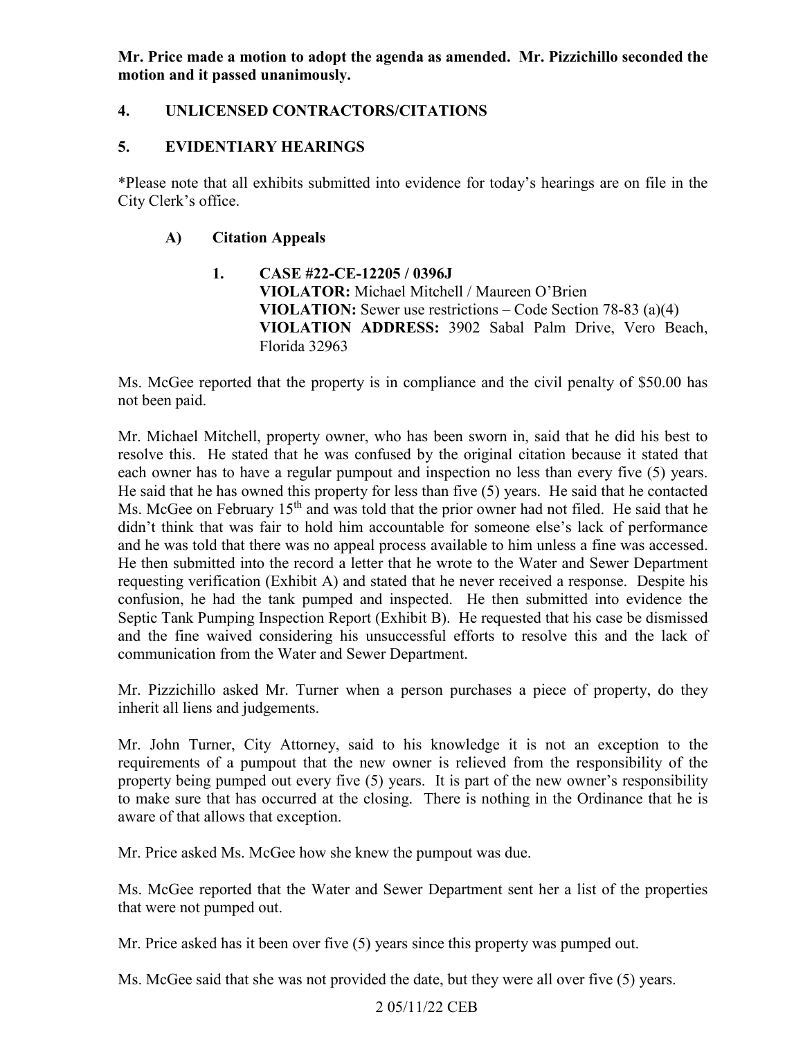**Mr. Price made a motion to adopt the agenda as amended. Mr. Pizzichillo seconded the motion and it passed unanimously.**

## 4. UNLICENSED CONTRACTORS/CITATIONS

## 5. EVIDENTIARY HEARINGS

*Please note that all exhibits submitted into evidence for today's hearings are on file in the City Clerk's office.

### A) Citation Appeals

**1. CASE #22-CE-12205 / 0396J**
**VIOLATOR:** Michael Mitchell / Maureen O'Brien
**VIOLATION:** Sewer use restrictions – Code Section 78-83 (a)(4)
**VIOLATION ADDRESS:** 3902 Sabal Palm Drive, Vero Beach, Florida 32963

Ms. McGee reported that the property is in compliance and the civil penalty of $50.00 has not been paid.

Mr. Michael Mitchell, property owner, who has been sworn in, said that he did his best to resolve this. He stated that he was confused by the original citation because it stated that each owner has to have a regular pumpout and inspection no less than every five (5) years. He said that he has owned this property for less than five (5) years. He said that he contacted Ms. McGee on February 15th and was told that the prior owner had not filed. He said that he didn't think that was fair to hold him accountable for someone else's lack of performance and he was told that there was no appeal process available to him unless a fine was accessed. He then submitted into the record a letter that he wrote to the Water and Sewer Department requesting verification (Exhibit A) and stated that he never received a response. Despite his confusion, he had the tank pumped and inspected. He then submitted into evidence the Septic Tank Pumping Inspection Report (Exhibit B). He requested that his case be dismissed and the fine waived considering his unsuccessful efforts to resolve this and the lack of communication from the Water and Sewer Department.

Mr. Pizzichillo asked Mr. Turner when a person purchases a piece of property, do they inherit all liens and judgements.

Mr. John Turner, City Attorney, said to his knowledge it is not an exception to the requirements of a pumpout that the new owner is relieved from the responsibility of the property being pumped out every five (5) years. It is part of the new owner's responsibility to make sure that has occurred at the closing. There is nothing in the Ordinance that he is aware of that allows that exception.

Mr. Price asked Ms. McGee how she knew the pumpout was due.

Ms. McGee reported that the Water and Sewer Department sent her a list of the properties that were not pumped out.

Mr. Price asked has it been over five (5) years since this property was pumped out.

Ms. McGee said that she was not provided the date, but they were all over five (5) years.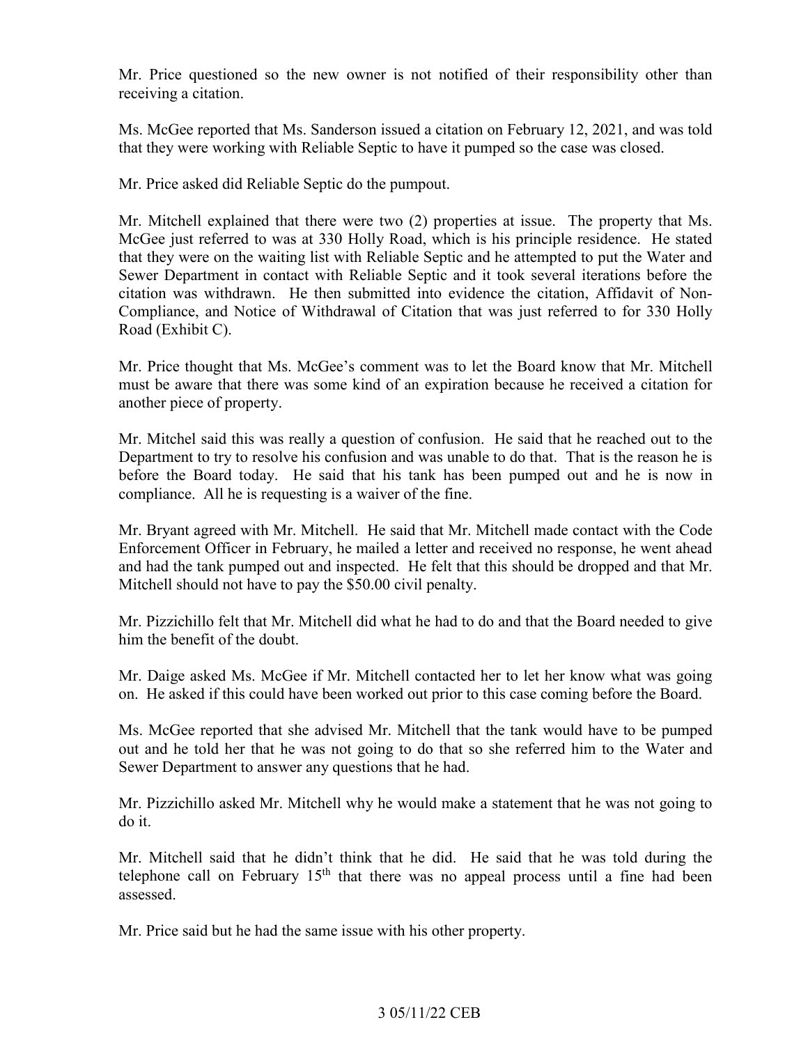Mr. Price questioned so the new owner is not notified of their responsibility other than receiving a citation.

Ms. McGee reported that Ms. Sanderson issued a citation on February 12, 2021, and was told that they were working with Reliable Septic to have it pumped so the case was closed.

Mr. Price asked did Reliable Septic do the pumpout.

Mr. Mitchell explained that there were two (2) properties at issue. The property that Ms. McGee just referred to was at 330 Holly Road, which is his principle residence. He stated that they were on the waiting list with Reliable Septic and he attempted to put the Water and Sewer Department in contact with Reliable Septic and it took several iterations before the citation was withdrawn. He then submitted into evidence the citation, Affidavit of Non-Compliance, and Notice of Withdrawal of Citation that was just referred to for 330 Holly Road (Exhibit C).

Mr. Price thought that Ms. McGee's comment was to let the Board know that Mr. Mitchell must be aware that there was some kind of an expiration because he received a citation for another piece of property.

Mr. Mitchel said this was really a question of confusion. He said that he reached out to the Department to try to resolve his confusion and was unable to do that. That is the reason he is before the Board today. He said that his tank has been pumped out and he is now in compliance. All he is requesting is a waiver of the fine.

Mr. Bryant agreed with Mr. Mitchell. He said that Mr. Mitchell made contact with the Code Enforcement Officer in February, he mailed a letter and received no response, he went ahead and had the tank pumped out and inspected. He felt that this should be dropped and that Mr. Mitchell should not have to pay the $50.00 civil penalty.

Mr. Pizzichillo felt that Mr. Mitchell did what he had to do and that the Board needed to give him the benefit of the doubt.

Mr. Daige asked Ms. McGee if Mr. Mitchell contacted her to let her know what was going on. He asked if this could have been worked out prior to this case coming before the Board.

Ms. McGee reported that she advised Mr. Mitchell that the tank would have to be pumped out and he told her that he was not going to do that so she referred him to the Water and Sewer Department to answer any questions that he had.

Mr. Pizzichillo asked Mr. Mitchell why he would make a statement that he was not going to do it.

Mr. Mitchell said that he didn't think that he did. He said that he was told during the telephone call on February 15th that there was no appeal process until a fine had been assessed.

Mr. Price said but he had the same issue with his other property.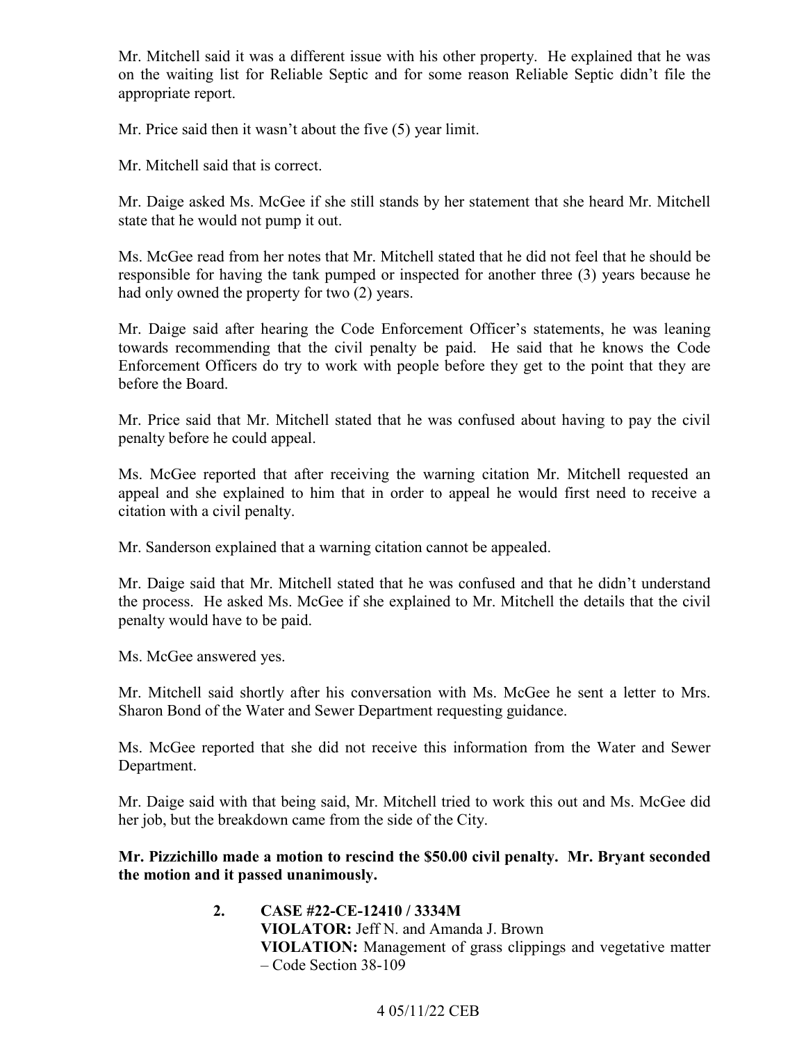Mr. Mitchell said it was a different issue with his other property. He explained that he was on the waiting list for Reliable Septic and for some reason Reliable Septic didn't file the appropriate report.

Mr. Price said then it wasn't about the five (5) year limit.

Mr. Mitchell said that is correct.

Mr. Daige asked Ms. McGee if she still stands by her statement that she heard Mr. Mitchell state that he would not pump it out.

Ms. McGee read from her notes that Mr. Mitchell stated that he did not feel that he should be responsible for having the tank pumped or inspected for another three (3) years because he had only owned the property for two (2) years.

Mr. Daige said after hearing the Code Enforcement Officer's statements, he was leaning towards recommending that the civil penalty be paid. He said that he knows the Code Enforcement Officers do try to work with people before they get to the point that they are before the Board.

Mr. Price said that Mr. Mitchell stated that he was confused about having to pay the civil penalty before he could appeal.

Ms. McGee reported that after receiving the warning citation Mr. Mitchell requested an appeal and she explained to him that in order to appeal he would first need to receive a citation with a civil penalty.

Mr. Sanderson explained that a warning citation cannot be appealed.

Mr. Daige said that Mr. Mitchell stated that he was confused and that he didn't understand the process. He asked Ms. McGee if she explained to Mr. Mitchell the details that the civil penalty would have to be paid.

Ms. McGee answered yes.

Mr. Mitchell said shortly after his conversation with Ms. McGee he sent a letter to Mrs. Sharon Bond of the Water and Sewer Department requesting guidance.

Ms. McGee reported that she did not receive this information from the Water and Sewer Department.

Mr. Daige said with that being said, Mr. Mitchell tried to work this out and Ms. McGee did her job, but the breakdown came from the side of the City.

**Mr. Pizzichillo made a motion to rescind the $50.00 civil penalty. Mr. Bryant seconded the motion and it passed unanimously.**

**2. CASE #22-CE-12410 / 3334M**
**VIOLATOR:** Jeff N. and Amanda J. Brown
**VIOLATION:** Management of grass clippings and vegetative matter – Code Section 38-109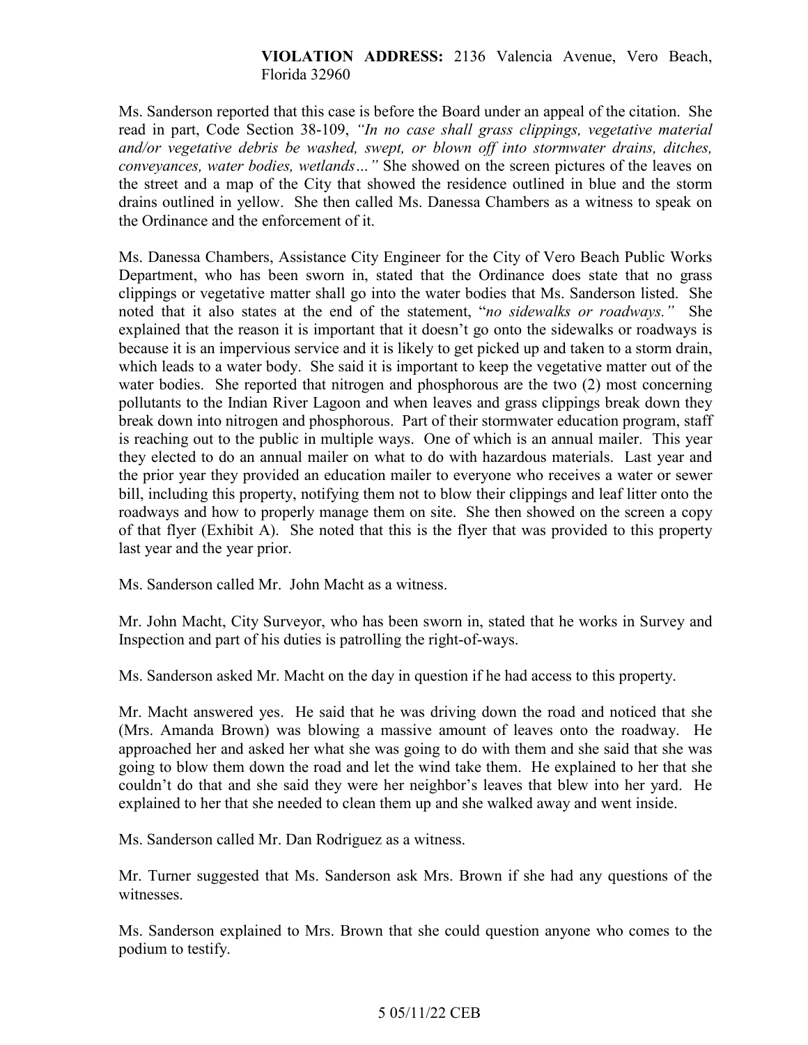**VIOLATION ADDRESS:** 2136 Valencia Avenue, Vero Beach, Florida 32960

Ms. Sanderson reported that this case is before the Board under an appeal of the citation. She read in part, Code Section 38-109, *"In no case shall grass clippings, vegetative material and/or vegetative debris be washed, swept, or blown off into stormwater drains, ditches, conveyances, water bodies, wetlands…"* She showed on the screen pictures of the leaves on the street and a map of the City that showed the residence outlined in blue and the storm drains outlined in yellow. She then called Ms. Danessa Chambers as a witness to speak on the Ordinance and the enforcement of it.

Ms. Danessa Chambers, Assistance City Engineer for the City of Vero Beach Public Works Department, who has been sworn in, stated that the Ordinance does state that no grass clippings or vegetative matter shall go into the water bodies that Ms. Sanderson listed. She noted that it also states at the end of the statement, "*no sidewalks or roadways.*" She explained that the reason it is important that it doesn't go onto the sidewalks or roadways is because it is an impervious service and it is likely to get picked up and taken to a storm drain, which leads to a water body. She said it is important to keep the vegetative matter out of the water bodies. She reported that nitrogen and phosphorous are the two (2) most concerning pollutants to the Indian River Lagoon and when leaves and grass clippings break down they break down into nitrogen and phosphorous. Part of their stormwater education program, staff is reaching out to the public in multiple ways. One of which is an annual mailer. This year they elected to do an annual mailer on what to do with hazardous materials. Last year and the prior year they provided an education mailer to everyone who receives a water or sewer bill, including this property, notifying them not to blow their clippings and leaf litter onto the roadways and how to properly manage them on site. She then showed on the screen a copy of that flyer (Exhibit A). She noted that this is the flyer that was provided to this property last year and the year prior.

Ms. Sanderson called Mr. John Macht as a witness.

Mr. John Macht, City Surveyor, who has been sworn in, stated that he works in Survey and Inspection and part of his duties is patrolling the right-of-ways.

Ms. Sanderson asked Mr. Macht on the day in question if he had access to this property.

Mr. Macht answered yes. He said that he was driving down the road and noticed that she (Mrs. Amanda Brown) was blowing a massive amount of leaves onto the roadway. He approached her and asked her what she was going to do with them and she said that she was going to blow them down the road and let the wind take them. He explained to her that she couldn't do that and she said they were her neighbor's leaves that blew into her yard. He explained to her that she needed to clean them up and she walked away and went inside.

Ms. Sanderson called Mr. Dan Rodriguez as a witness.

Mr. Turner suggested that Ms. Sanderson ask Mrs. Brown if she had any questions of the witnesses.

Ms. Sanderson explained to Mrs. Brown that she could question anyone who comes to the podium to testify.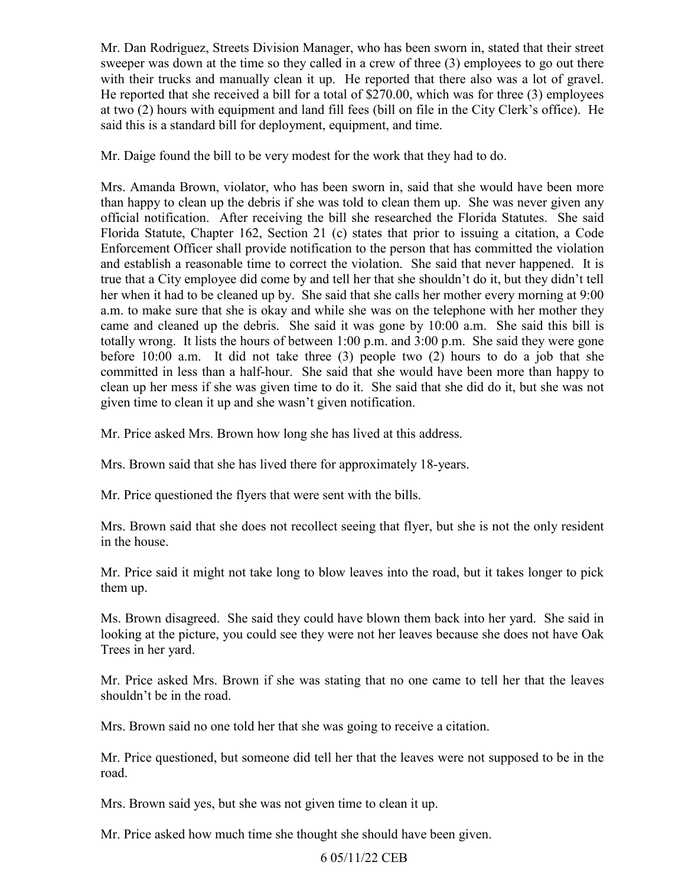Mr. Dan Rodriguez, Streets Division Manager, who has been sworn in, stated that their street sweeper was down at the time so they called in a crew of three (3) employees to go out there with their trucks and manually clean it up. He reported that there also was a lot of gravel. He reported that she received a bill for a total of $270.00, which was for three (3) employees at two (2) hours with equipment and land fill fees (bill on file in the City Clerk's office). He said this is a standard bill for deployment, equipment, and time.

Mr. Daige found the bill to be very modest for the work that they had to do.

Mrs. Amanda Brown, violator, who has been sworn in, said that she would have been more than happy to clean up the debris if she was told to clean them up. She was never given any official notification. After receiving the bill she researched the Florida Statutes. She said Florida Statute, Chapter 162, Section 21 (c) states that prior to issuing a citation, a Code Enforcement Officer shall provide notification to the person that has committed the violation and establish a reasonable time to correct the violation. She said that never happened. It is true that a City employee did come by and tell her that she shouldn't do it, but they didn't tell her when it had to be cleaned up by. She said that she calls her mother every morning at 9:00 a.m. to make sure that she is okay and while she was on the telephone with her mother they came and cleaned up the debris. She said it was gone by 10:00 a.m. She said this bill is totally wrong. It lists the hours of between 1:00 p.m. and 3:00 p.m. She said they were gone before 10:00 a.m. It did not take three (3) people two (2) hours to do a job that she committed in less than a half-hour. She said that she would have been more than happy to clean up her mess if she was given time to do it. She said that she did do it, but she was not given time to clean it up and she wasn't given notification.

Mr. Price asked Mrs. Brown how long she has lived at this address.

Mrs. Brown said that she has lived there for approximately 18-years.

Mr. Price questioned the flyers that were sent with the bills.

Mrs. Brown said that she does not recollect seeing that flyer, but she is not the only resident in the house.

Mr. Price said it might not take long to blow leaves into the road, but it takes longer to pick them up.

Ms. Brown disagreed. She said they could have blown them back into her yard. She said in looking at the picture, you could see they were not her leaves because she does not have Oak Trees in her yard.

Mr. Price asked Mrs. Brown if she was stating that no one came to tell her that the leaves shouldn't be in the road.

Mrs. Brown said no one told her that she was going to receive a citation.

Mr. Price questioned, but someone did tell her that the leaves were not supposed to be in the road.

Mrs. Brown said yes, but she was not given time to clean it up.

Mr. Price asked how much time she thought she should have been given.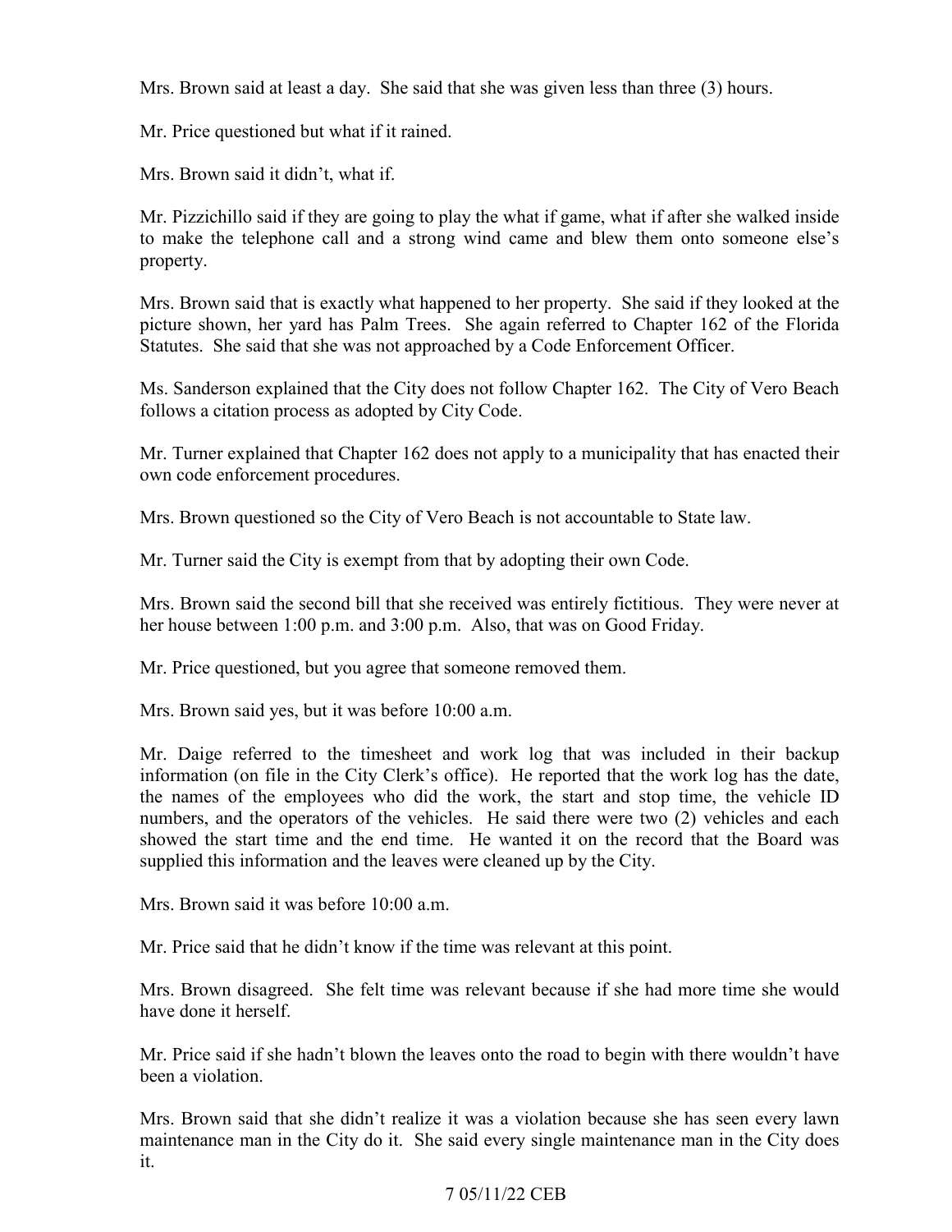Mrs. Brown said at least a day. She said that she was given less than three (3) hours.

Mr. Price questioned but what if it rained.

Mrs. Brown said it didn't, what if.

Mr. Pizzichillo said if they are going to play the what if game, what if after she walked inside to make the telephone call and a strong wind came and blew them onto someone else's property.

Mrs. Brown said that is exactly what happened to her property. She said if they looked at the picture shown, her yard has Palm Trees. She again referred to Chapter 162 of the Florida Statutes. She said that she was not approached by a Code Enforcement Officer.

Ms. Sanderson explained that the City does not follow Chapter 162. The City of Vero Beach follows a citation process as adopted by City Code.

Mr. Turner explained that Chapter 162 does not apply to a municipality that has enacted their own code enforcement procedures.

Mrs. Brown questioned so the City of Vero Beach is not accountable to State law.

Mr. Turner said the City is exempt from that by adopting their own Code.

Mrs. Brown said the second bill that she received was entirely fictitious. They were never at her house between 1:00 p.m. and 3:00 p.m. Also, that was on Good Friday.

Mr. Price questioned, but you agree that someone removed them.

Mrs. Brown said yes, but it was before 10:00 a.m.

Mr. Daige referred to the timesheet and work log that was included in their backup information (on file in the City Clerk's office). He reported that the work log has the date, the names of the employees who did the work, the start and stop time, the vehicle ID numbers, and the operators of the vehicles. He said there were two (2) vehicles and each showed the start time and the end time. He wanted it on the record that the Board was supplied this information and the leaves were cleaned up by the City.

Mrs. Brown said it was before 10:00 a.m.

Mr. Price said that he didn't know if the time was relevant at this point.

Mrs. Brown disagreed. She felt time was relevant because if she had more time she would have done it herself.

Mr. Price said if she hadn't blown the leaves onto the road to begin with there wouldn't have been a violation.

Mrs. Brown said that she didn't realize it was a violation because she has seen every lawn maintenance man in the City do it. She said every single maintenance man in the City does it.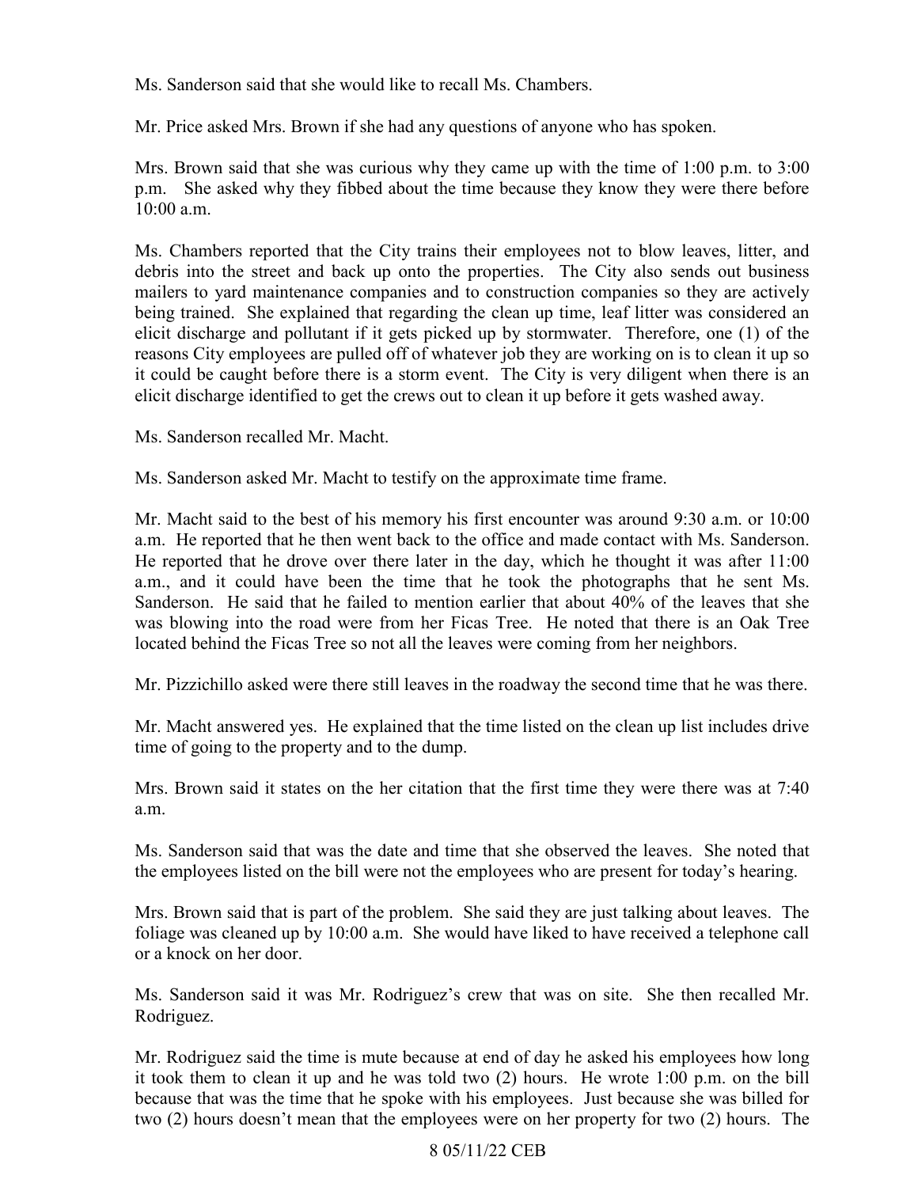Ms. Sanderson said that she would like to recall Ms. Chambers.

Mr. Price asked Mrs. Brown if she had any questions of anyone who has spoken.

Mrs. Brown said that she was curious why they came up with the time of 1:00 p.m. to 3:00 p.m. She asked why they fibbed about the time because they know they were there before 10:00 a.m.

Ms. Chambers reported that the City trains their employees not to blow leaves, litter, and debris into the street and back up onto the properties. The City also sends out business mailers to yard maintenance companies and to construction companies so they are actively being trained. She explained that regarding the clean up time, leaf litter was considered an elicit discharge and pollutant if it gets picked up by stormwater. Therefore, one (1) of the reasons City employees are pulled off of whatever job they are working on is to clean it up so it could be caught before there is a storm event. The City is very diligent when there is an elicit discharge identified to get the crews out to clean it up before it gets washed away.

Ms. Sanderson recalled Mr. Macht.

Ms. Sanderson asked Mr. Macht to testify on the approximate time frame.

Mr. Macht said to the best of his memory his first encounter was around 9:30 a.m. or 10:00 a.m. He reported that he then went back to the office and made contact with Ms. Sanderson. He reported that he drove over there later in the day, which he thought it was after 11:00 a.m., and it could have been the time that he took the photographs that he sent Ms. Sanderson. He said that he failed to mention earlier that about 40% of the leaves that she was blowing into the road were from her Ficas Tree. He noted that there is an Oak Tree located behind the Ficas Tree so not all the leaves were coming from her neighbors.

Mr. Pizzichillo asked were there still leaves in the roadway the second time that he was there.

Mr. Macht answered yes. He explained that the time listed on the clean up list includes drive time of going to the property and to the dump.

Mrs. Brown said it states on the her citation that the first time they were there was at 7:40 a.m.

Ms. Sanderson said that was the date and time that she observed the leaves. She noted that the employees listed on the bill were not the employees who are present for today's hearing.

Mrs. Brown said that is part of the problem. She said they are just talking about leaves. The foliage was cleaned up by 10:00 a.m. She would have liked to have received a telephone call or a knock on her door.

Ms. Sanderson said it was Mr. Rodriguez's crew that was on site. She then recalled Mr. Rodriguez.

Mr. Rodriguez said the time is mute because at end of day he asked his employees how long it took them to clean it up and he was told two (2) hours. He wrote 1:00 p.m. on the bill because that was the time that he spoke with his employees. Just because she was billed for two (2) hours doesn't mean that the employees were on her property for two (2) hours. The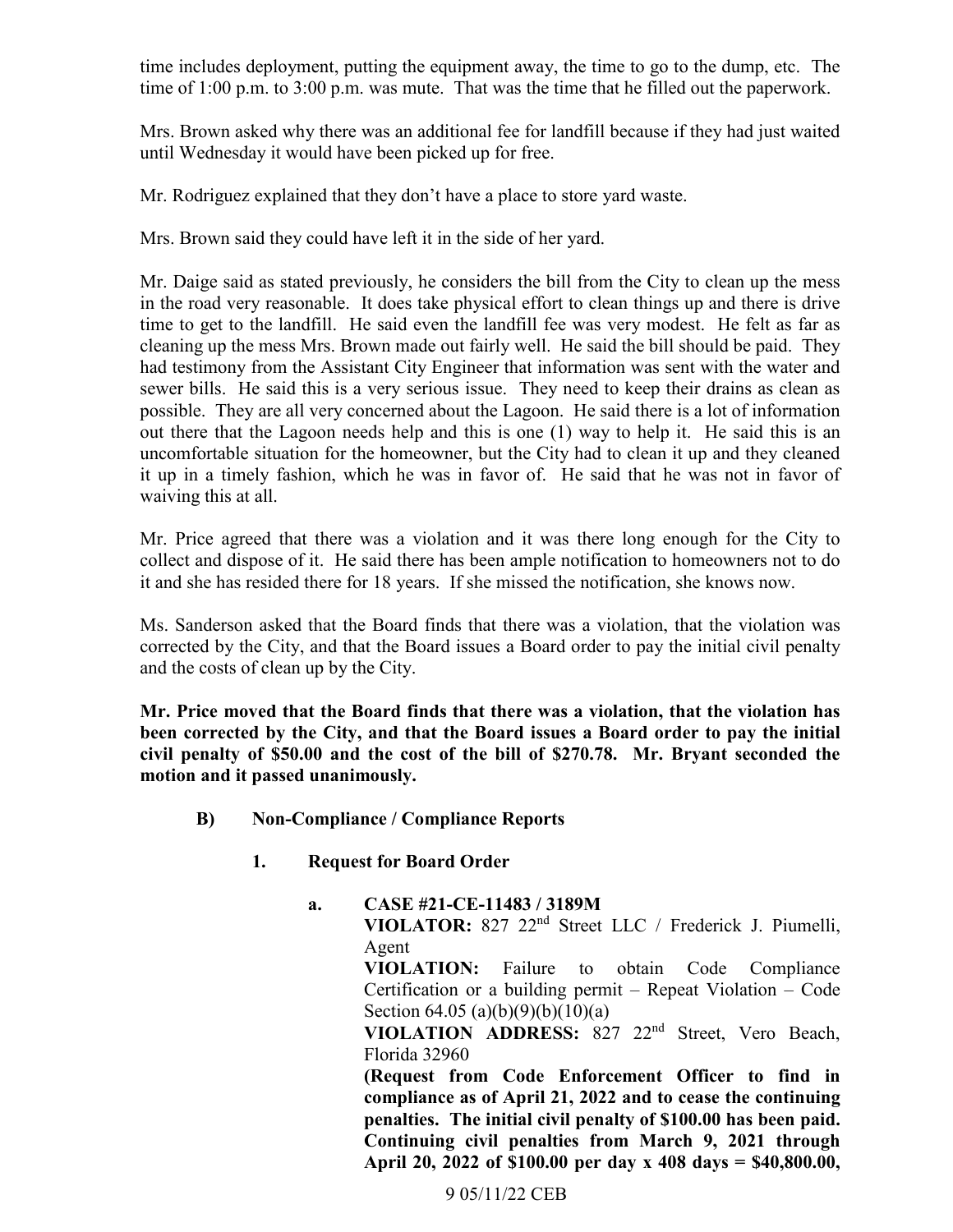time includes deployment, putting the equipment away, the time to go to the dump, etc. The time of 1:00 p.m. to 3:00 p.m. was mute. That was the time that he filled out the paperwork.

Mrs. Brown asked why there was an additional fee for landfill because if they had just waited until Wednesday it would have been picked up for free.

Mr. Rodriguez explained that they don't have a place to store yard waste.

Mrs. Brown said they could have left it in the side of her yard.

Mr. Daige said as stated previously, he considers the bill from the City to clean up the mess in the road very reasonable. It does take physical effort to clean things up and there is drive time to get to the landfill. He said even the landfill fee was very modest. He felt as far as cleaning up the mess Mrs. Brown made out fairly well. He said the bill should be paid. They had testimony from the Assistant City Engineer that information was sent with the water and sewer bills. He said this is a very serious issue. They need to keep their drains as clean as possible. They are all very concerned about the Lagoon. He said there is a lot of information out there that the Lagoon needs help and this is one (1) way to help it. He said this is an uncomfortable situation for the homeowner, but the City had to clean it up and they cleaned it up in a timely fashion, which he was in favor of. He said that he was not in favor of waiving this at all.

Mr. Price agreed that there was a violation and it was there long enough for the City to collect and dispose of it. He said there has been ample notification to homeowners not to do it and she has resided there for 18 years. If she missed the notification, she knows now.

Ms. Sanderson asked that the Board finds that there was a violation, that the violation was corrected by the City, and that the Board issues a Board order to pay the initial civil penalty and the costs of clean up by the City.

**Mr. Price moved that the Board finds that there was a violation, that the violation has been corrected by the City, and that the Board issues a Board order to pay the initial civil penalty of $50.00 and the cost of the bill of $270.78. Mr. Bryant seconded the motion and it passed unanimously.**

**B) Non-Compliance / Compliance Reports**

**1. Request for Board Order**

**a. CASE #21-CE-11483 / 3189M**

**VIOLATOR:** 827 22nd Street LLC / Frederick J. Piumelli, Agent

**VIOLATION:** Failure to obtain Code Compliance Certification or a building permit – Repeat Violation – Code Section 64.05 (a)(b)(9)(b)(10)(a)

**VIOLATION ADDRESS:** 827 22nd Street, Vero Beach, Florida 32960

**(Request from Code Enforcement Officer to find in compliance as of April 21, 2022 and to cease the continuing penalties. The initial civil penalty of $100.00 has been paid. Continuing civil penalties from March 9, 2021 through April 20, 2022 of $100.00 per day x 408 days = $40,800.00,**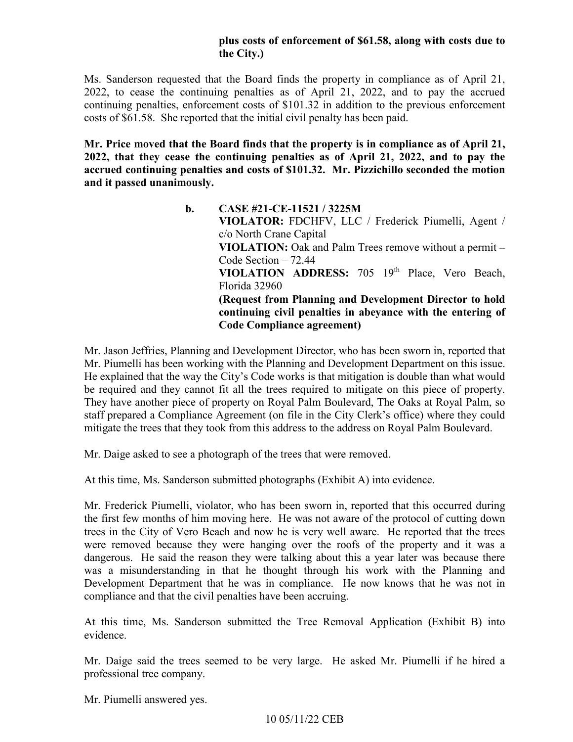**plus costs of enforcement of $61.58, along with costs due to the City.)**

Ms. Sanderson requested that the Board finds the property in compliance as of April 21, 2022, to cease the continuing penalties as of April 21, 2022, and to pay the accrued continuing penalties, enforcement costs of $101.32 in addition to the previous enforcement costs of $61.58. She reported that the initial civil penalty has been paid.

**Mr. Price moved that the Board finds that the property is in compliance as of April 21, 2022, that they cease the continuing penalties as of April 21, 2022, and to pay the accrued continuing penalties and costs of $101.32. Mr. Pizzichillo seconded the motion and it passed unanimously.**

**b. CASE #21-CE-11521 / 3225M**
**VIOLATOR:** FDCHFV, LLC / Frederick Piumelli, Agent / c/o North Crane Capital
**VIOLATION:** Oak and Palm Trees remove without a permit – Code Section – 72.44
**VIOLATION ADDRESS:** 705 19th Place, Vero Beach, Florida 32960
**(Request from Planning and Development Director to hold continuing civil penalties in abeyance with the entering of Code Compliance agreement)**

Mr. Jason Jeffries, Planning and Development Director, who has been sworn in, reported that Mr. Piumelli has been working with the Planning and Development Department on this issue. He explained that the way the City's Code works is that mitigation is double than what would be required and they cannot fit all the trees required to mitigate on this piece of property. They have another piece of property on Royal Palm Boulevard, The Oaks at Royal Palm, so staff prepared a Compliance Agreement (on file in the City Clerk's office) where they could mitigate the trees that they took from this address to the address on Royal Palm Boulevard.

Mr. Daige asked to see a photograph of the trees that were removed.

At this time, Ms. Sanderson submitted photographs (Exhibit A) into evidence.

Mr. Frederick Piumelli, violator, who has been sworn in, reported that this occurred during the first few months of him moving here. He was not aware of the protocol of cutting down trees in the City of Vero Beach and now he is very well aware. He reported that the trees were removed because they were hanging over the roofs of the property and it was a dangerous. He said the reason they were talking about this a year later was because there was a misunderstanding in that he thought through his work with the Planning and Development Department that he was in compliance. He now knows that he was not in compliance and that the civil penalties have been accruing.

At this time, Ms. Sanderson submitted the Tree Removal Application (Exhibit B) into evidence.

Mr. Daige said the trees seemed to be very large. He asked Mr. Piumelli if he hired a professional tree company.

Mr. Piumelli answered yes.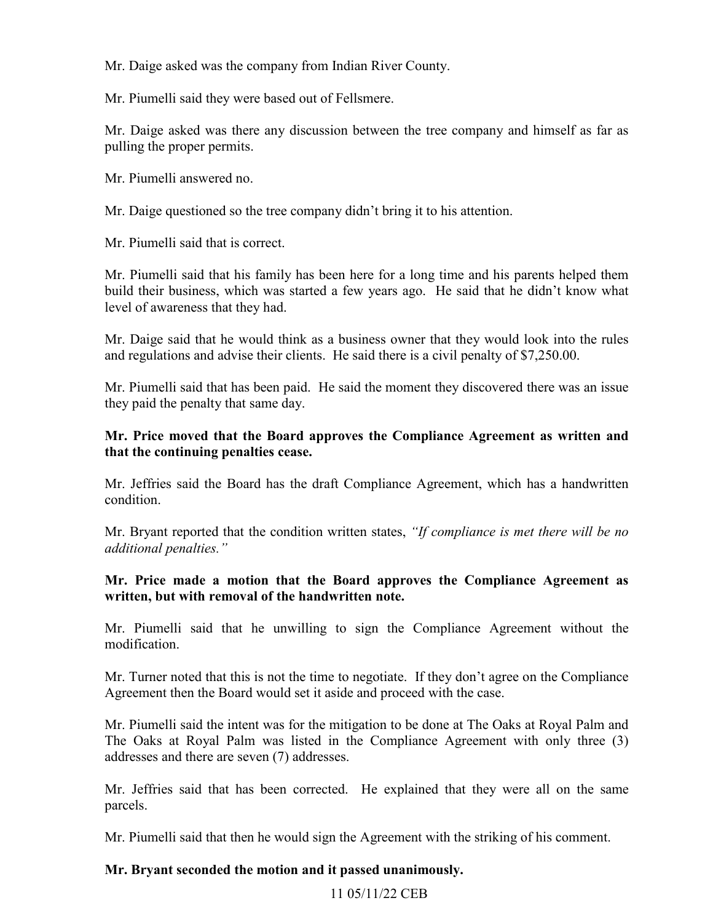Mr. Daige asked was the company from Indian River County.

Mr. Piumelli said they were based out of Fellsmere.

Mr. Daige asked was there any discussion between the tree company and himself as far as pulling the proper permits.

Mr. Piumelli answered no.

Mr. Daige questioned so the tree company didn't bring it to his attention.

Mr. Piumelli said that is correct.

Mr. Piumelli said that his family has been here for a long time and his parents helped them build their business, which was started a few years ago. He said that he didn't know what level of awareness that they had.

Mr. Daige said that he would think as a business owner that they would look into the rules and regulations and advise their clients. He said there is a civil penalty of $7,250.00.

Mr. Piumelli said that has been paid. He said the moment they discovered there was an issue they paid the penalty that same day.

**Mr. Price moved that the Board approves the Compliance Agreement as written and that the continuing penalties cease.**

Mr. Jeffries said the Board has the draft Compliance Agreement, which has a handwritten condition.

Mr. Bryant reported that the condition written states, *"If compliance is met there will be no additional penalties."*

**Mr. Price made a motion that the Board approves the Compliance Agreement as written, but with removal of the handwritten note.**

Mr. Piumelli said that he unwilling to sign the Compliance Agreement without the modification.

Mr. Turner noted that this is not the time to negotiate. If they don't agree on the Compliance Agreement then the Board would set it aside and proceed with the case.

Mr. Piumelli said the intent was for the mitigation to be done at The Oaks at Royal Palm and The Oaks at Royal Palm was listed in the Compliance Agreement with only three (3) addresses and there are seven (7) addresses.

Mr. Jeffries said that has been corrected. He explained that they were all on the same parcels.

Mr. Piumelli said that then he would sign the Agreement with the striking of his comment.

**Mr. Bryant seconded the motion and it passed unanimously.**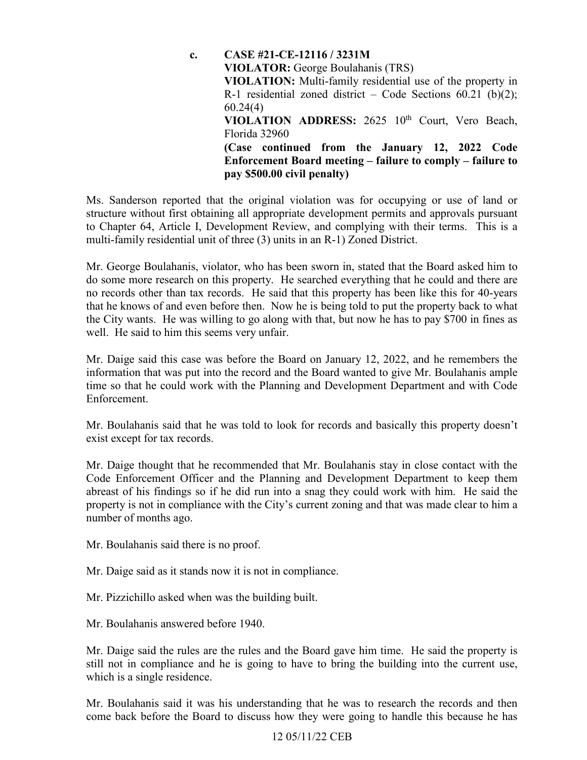**c. CASE #21-CE-12116 / 3231M**
**VIOLATOR:** George Boulahanis (TRS)
**VIOLATION:** Multi-family residential use of the property in R-1 residential zoned district – Code Sections 60.21 (b)(2); 60.24(4)
**VIOLATION ADDRESS:** 2625 10th Court, Vero Beach, Florida 32960
**(Case continued from the January 12, 2022 Code Enforcement Board meeting – failure to comply – failure to pay $500.00 civil penalty)**

Ms. Sanderson reported that the original violation was for occupying or use of land or structure without first obtaining all appropriate development permits and approvals pursuant to Chapter 64, Article I, Development Review, and complying with their terms. This is a multi-family residential unit of three (3) units in an R-1) Zoned District.

Mr. George Boulahanis, violator, who has been sworn in, stated that the Board asked him to do some more research on this property. He searched everything that he could and there are no records other than tax records. He said that this property has been like this for 40-years that he knows of and even before then. Now he is being told to put the property back to what the City wants. He was willing to go along with that, but now he has to pay $700 in fines as well. He said to him this seems very unfair.

Mr. Daige said this case was before the Board on January 12, 2022, and he remembers the information that was put into the record and the Board wanted to give Mr. Boulahanis ample time so that he could work with the Planning and Development Department and with Code Enforcement.

Mr. Boulahanis said that he was told to look for records and basically this property doesn't exist except for tax records.

Mr. Daige thought that he recommended that Mr. Boulahanis stay in close contact with the Code Enforcement Officer and the Planning and Development Department to keep them abreast of his findings so if he did run into a snag they could work with him. He said the property is not in compliance with the City's current zoning and that was made clear to him a number of months ago.

Mr. Boulahanis said there is no proof.

Mr. Daige said as it stands now it is not in compliance.

Mr. Pizzichillo asked when was the building built.

Mr. Boulahanis answered before 1940.

Mr. Daige said the rules are the rules and the Board gave him time. He said the property is still not in compliance and he is going to have to bring the building into the current use, which is a single residence.

Mr. Boulahanis said it was his understanding that he was to research the records and then come back before the Board to discuss how they were going to handle this because he has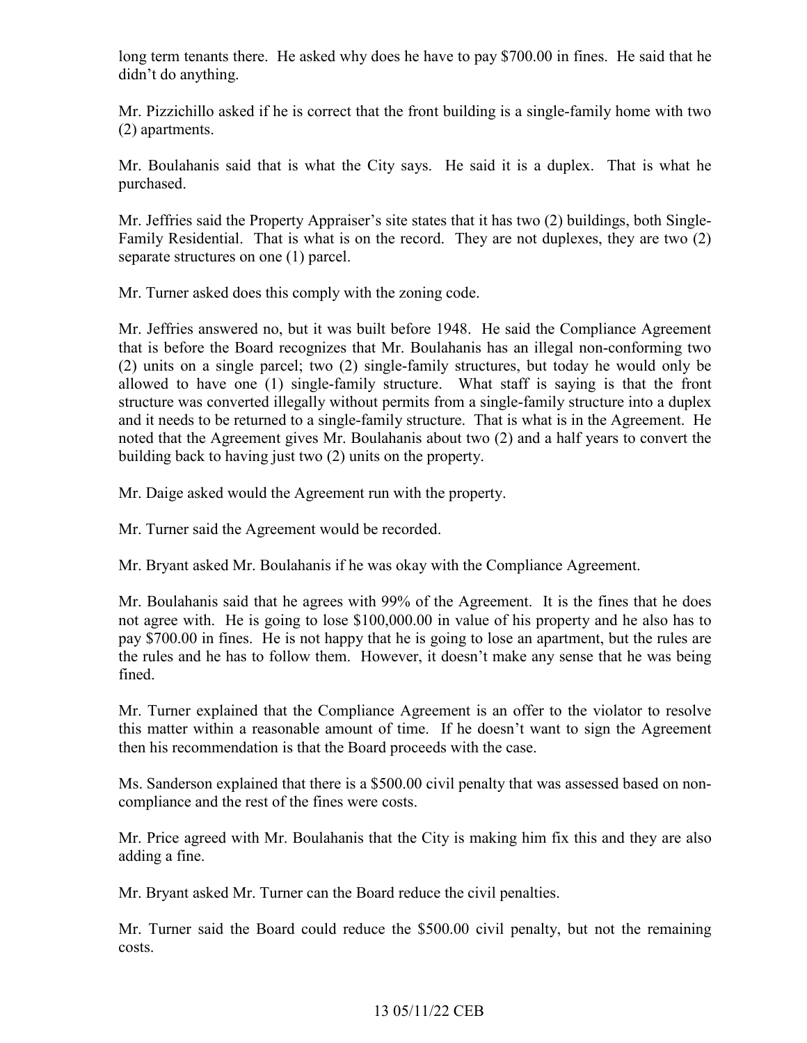long term tenants there. He asked why does he have to pay $700.00 in fines. He said that he didn't do anything.

Mr. Pizzichillo asked if he is correct that the front building is a single-family home with two (2) apartments.

Mr. Boulahanis said that is what the City says. He said it is a duplex. That is what he purchased.

Mr. Jeffries said the Property Appraiser's site states that it has two (2) buildings, both Single-Family Residential. That is what is on the record. They are not duplexes, they are two (2) separate structures on one (1) parcel.

Mr. Turner asked does this comply with the zoning code.

Mr. Jeffries answered no, but it was built before 1948. He said the Compliance Agreement that is before the Board recognizes that Mr. Boulahanis has an illegal non-conforming two (2) units on a single parcel; two (2) single-family structures, but today he would only be allowed to have one (1) single-family structure. What staff is saying is that the front structure was converted illegally without permits from a single-family structure into a duplex and it needs to be returned to a single-family structure. That is what is in the Agreement. He noted that the Agreement gives Mr. Boulahanis about two (2) and a half years to convert the building back to having just two (2) units on the property.

Mr. Daige asked would the Agreement run with the property.

Mr. Turner said the Agreement would be recorded.

Mr. Bryant asked Mr. Boulahanis if he was okay with the Compliance Agreement.

Mr. Boulahanis said that he agrees with 99% of the Agreement. It is the fines that he does not agree with. He is going to lose $100,000.00 in value of his property and he also has to pay $700.00 in fines. He is not happy that he is going to lose an apartment, but the rules are the rules and he has to follow them. However, it doesn't make any sense that he was being fined.

Mr. Turner explained that the Compliance Agreement is an offer to the violator to resolve this matter within a reasonable amount of time. If he doesn't want to sign the Agreement then his recommendation is that the Board proceeds with the case.

Ms. Sanderson explained that there is a $500.00 civil penalty that was assessed based on non-compliance and the rest of the fines were costs.

Mr. Price agreed with Mr. Boulahanis that the City is making him fix this and they are also adding a fine.

Mr. Bryant asked Mr. Turner can the Board reduce the civil penalties.

Mr. Turner said the Board could reduce the $500.00 civil penalty, but not the remaining costs.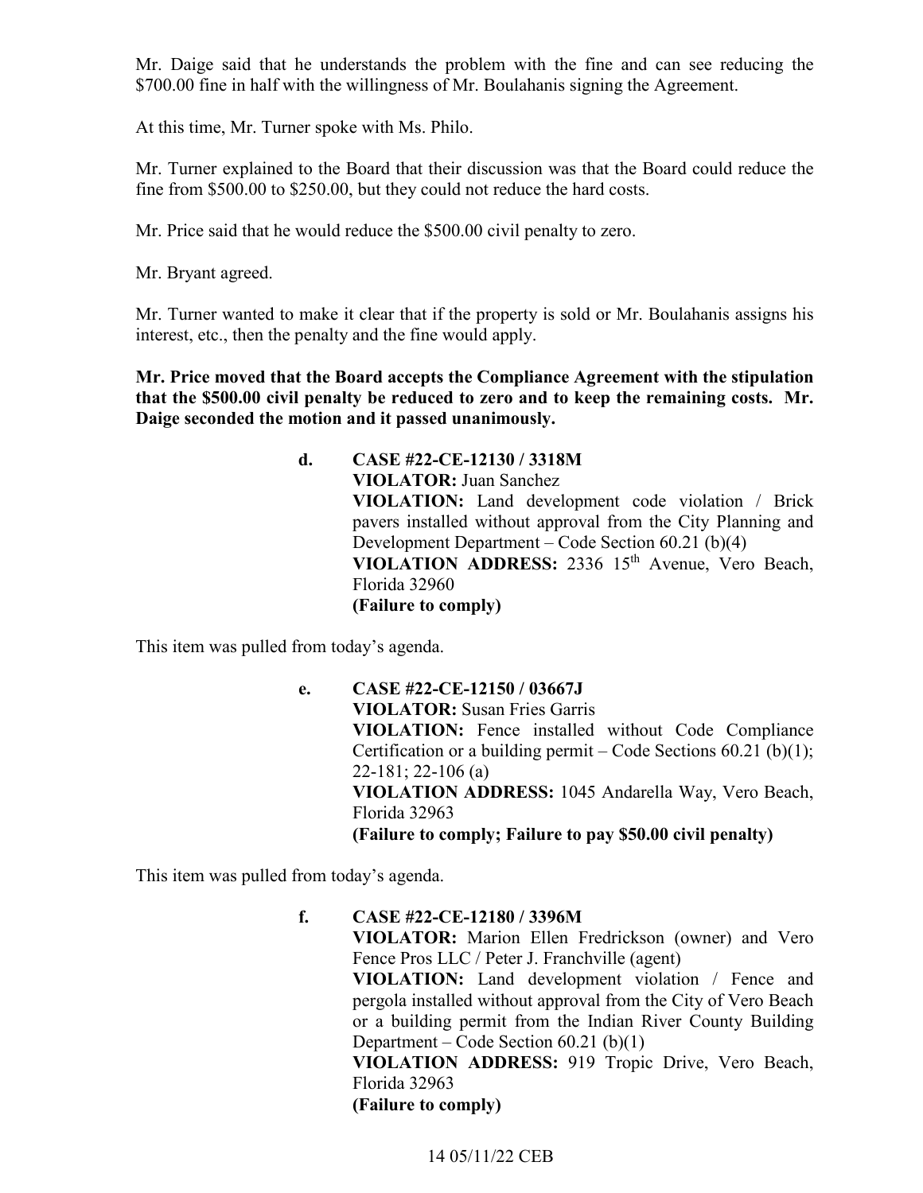Mr. Daige said that he understands the problem with the fine and can see reducing the $700.00 fine in half with the willingness of Mr. Boulahanis signing the Agreement.

At this time, Mr. Turner spoke with Ms. Philo.

Mr. Turner explained to the Board that their discussion was that the Board could reduce the fine from $500.00 to $250.00, but they could not reduce the hard costs.

Mr. Price said that he would reduce the $500.00 civil penalty to zero.

Mr. Bryant agreed.

Mr. Turner wanted to make it clear that if the property is sold or Mr. Boulahanis assigns his interest, etc., then the penalty and the fine would apply.

**Mr. Price moved that the Board accepts the Compliance Agreement with the stipulation that the $500.00 civil penalty be reduced to zero and to keep the remaining costs. Mr. Daige seconded the motion and it passed unanimously.**

**d. CASE #22-CE-12130 / 3318M**
**VIOLATOR:** Juan Sanchez
**VIOLATION:** Land development code violation / Brick pavers installed without approval from the City Planning and Development Department – Code Section 60.21 (b)(4)
**VIOLATION ADDRESS:** 2336 15th Avenue, Vero Beach, Florida 32960
**(Failure to comply)**

This item was pulled from today's agenda.

**e. CASE #22-CE-12150 / 03667J**
**VIOLATOR:** Susan Fries Garris
**VIOLATION:** Fence installed without Code Compliance Certification or a building permit – Code Sections 60.21 (b)(1); 22-181; 22-106 (a)
**VIOLATION ADDRESS:** 1045 Andarella Way, Vero Beach, Florida 32963
**(Failure to comply; Failure to pay $50.00 civil penalty)**

This item was pulled from today's agenda.

**f. CASE #22-CE-12180 / 3396M**
**VIOLATOR:** Marion Ellen Fredrickson (owner) and Vero Fence Pros LLC / Peter J. Franchville (agent)
**VIOLATION:** Land development violation / Fence and pergola installed without approval from the City of Vero Beach or a building permit from the Indian River County Building Department – Code Section 60.21 (b)(1)
**VIOLATION ADDRESS:** 919 Tropic Drive, Vero Beach, Florida 32963
**(Failure to comply)**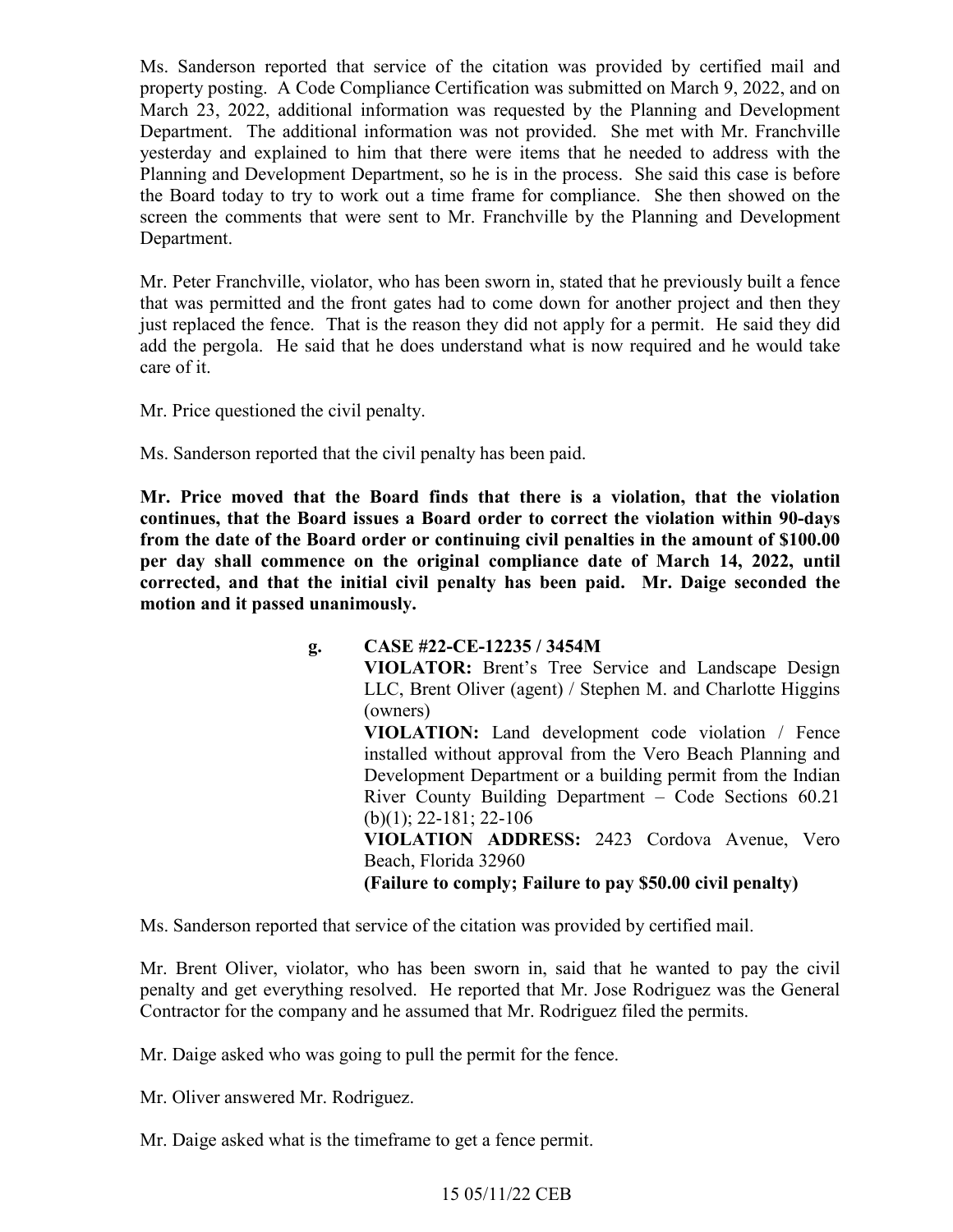Ms. Sanderson reported that service of the citation was provided by certified mail and property posting. A Code Compliance Certification was submitted on March 9, 2022, and on March 23, 2022, additional information was requested by the Planning and Development Department. The additional information was not provided. She met with Mr. Franchville yesterday and explained to him that there were items that he needed to address with the Planning and Development Department, so he is in the process. She said this case is before the Board today to try to work out a time frame for compliance. She then showed on the screen the comments that were sent to Mr. Franchville by the Planning and Development Department.

Mr. Peter Franchville, violator, who has been sworn in, stated that he previously built a fence that was permitted and the front gates had to come down for another project and then they just replaced the fence. That is the reason they did not apply for a permit. He said they did add the pergola. He said that he does understand what is now required and he would take care of it.

Mr. Price questioned the civil penalty.

Ms. Sanderson reported that the civil penalty has been paid.

**Mr. Price moved that the Board finds that there is a violation, that the violation continues, that the Board issues a Board order to correct the violation within 90-days from the date of the Board order or continuing civil penalties in the amount of $100.00 per day shall commence on the original compliance date of March 14, 2022, until corrected, and that the initial civil penalty has been paid. Mr. Daige seconded the motion and it passed unanimously.**

**g. CASE #22-CE-12235 / 3454M**

**VIOLATOR:** Brent's Tree Service and Landscape Design LLC, Brent Oliver (agent) / Stephen M. and Charlotte Higgins (owners)

**VIOLATION:** Land development code violation / Fence installed without approval from the Vero Beach Planning and Development Department or a building permit from the Indian River County Building Department – Code Sections 60.21 (b)(1); 22-181; 22-106

**VIOLATION ADDRESS:** 2423 Cordova Avenue, Vero Beach, Florida 32960

**(Failure to comply; Failure to pay $50.00 civil penalty)**

Ms. Sanderson reported that service of the citation was provided by certified mail.

Mr. Brent Oliver, violator, who has been sworn in, said that he wanted to pay the civil penalty and get everything resolved. He reported that Mr. Jose Rodriguez was the General Contractor for the company and he assumed that Mr. Rodriguez filed the permits.

Mr. Daige asked who was going to pull the permit for the fence.

Mr. Oliver answered Mr. Rodriguez.

Mr. Daige asked what is the timeframe to get a fence permit.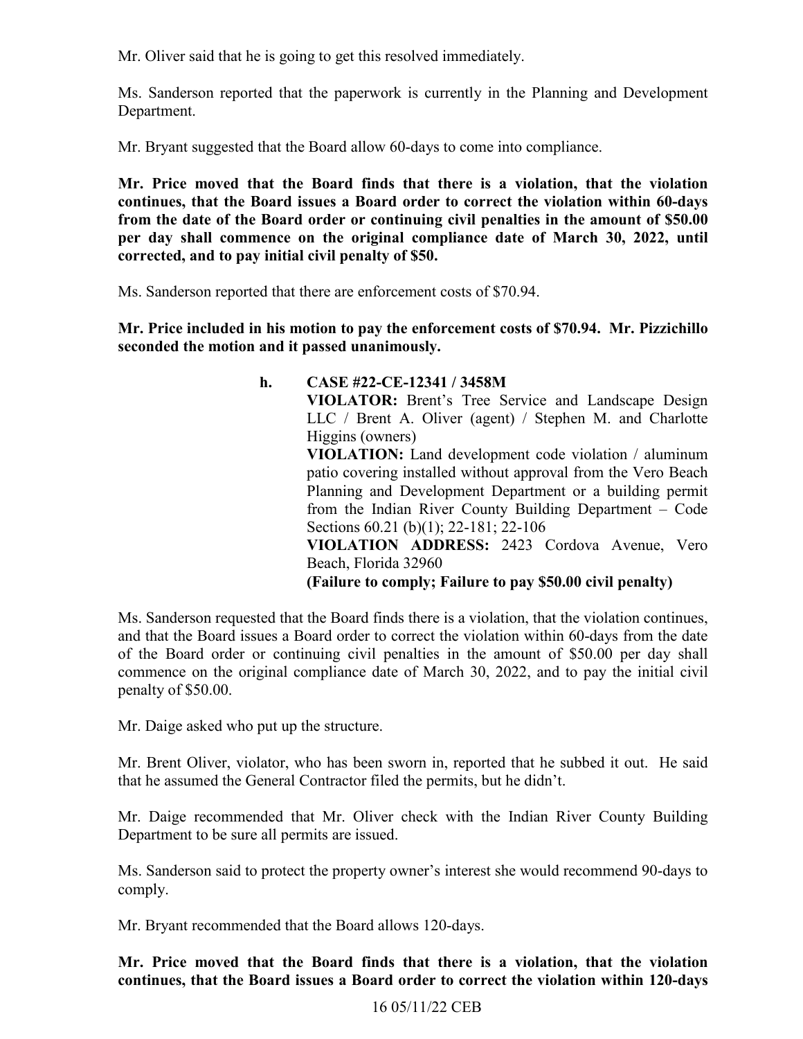Mr. Oliver said that he is going to get this resolved immediately.

Ms. Sanderson reported that the paperwork is currently in the Planning and Development Department.

Mr. Bryant suggested that the Board allow 60-days to come into compliance.

**Mr. Price moved that the Board finds that there is a violation, that the violation continues, that the Board issues a Board order to correct the violation within 60-days from the date of the Board order or continuing civil penalties in the amount of $50.00 per day shall commence on the original compliance date of March 30, 2022, until corrected, and to pay initial civil penalty of $50.**

Ms. Sanderson reported that there are enforcement costs of $70.94.

**Mr. Price included in his motion to pay the enforcement costs of $70.94. Mr. Pizzichillo seconded the motion and it passed unanimously.**

**h. CASE #22-CE-12341 / 3458M**

**VIOLATOR:** Brent's Tree Service and Landscape Design LLC / Brent A. Oliver (agent) / Stephen M. and Charlotte Higgins (owners)

**VIOLATION:** Land development code violation / aluminum patio covering installed without approval from the Vero Beach Planning and Development Department or a building permit from the Indian River County Building Department – Code Sections 60.21 (b)(1); 22-181; 22-106

**VIOLATION ADDRESS:** 2423 Cordova Avenue, Vero Beach, Florida 32960

**(Failure to comply; Failure to pay $50.00 civil penalty)**

Ms. Sanderson requested that the Board finds there is a violation, that the violation continues, and that the Board issues a Board order to correct the violation within 60-days from the date of the Board order or continuing civil penalties in the amount of $50.00 per day shall commence on the original compliance date of March 30, 2022, and to pay the initial civil penalty of $50.00.

Mr. Daige asked who put up the structure.

Mr. Brent Oliver, violator, who has been sworn in, reported that he subbed it out. He said that he assumed the General Contractor filed the permits, but he didn't.

Mr. Daige recommended that Mr. Oliver check with the Indian River County Building Department to be sure all permits are issued.

Ms. Sanderson said to protect the property owner's interest she would recommend 90-days to comply.

Mr. Bryant recommended that the Board allows 120-days.

**Mr. Price moved that the Board finds that there is a violation, that the violation continues, that the Board issues a Board order to correct the violation within 120-days**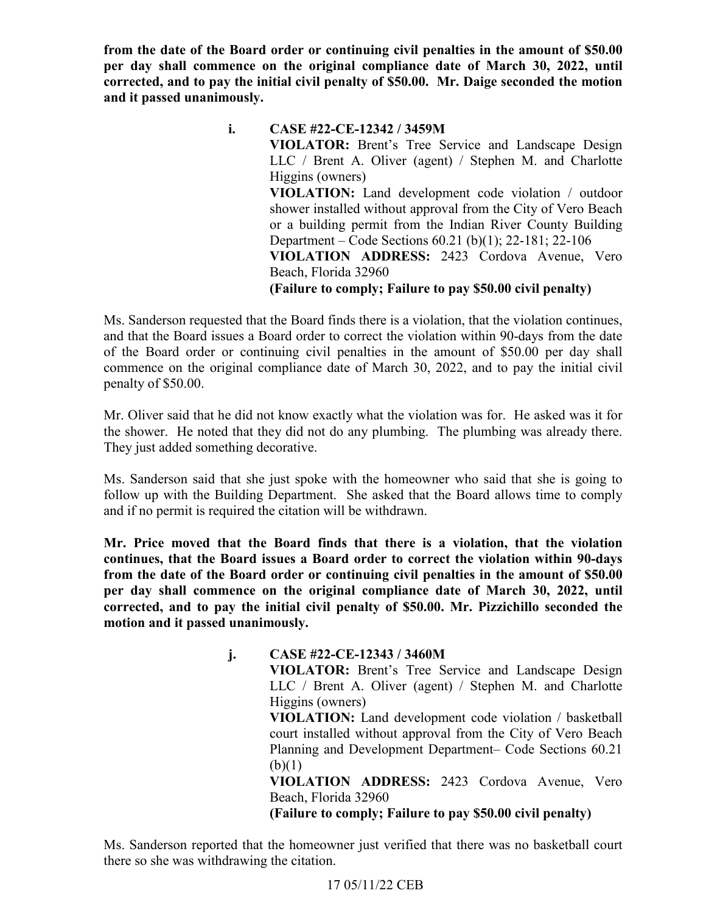**from the date of the Board order or continuing civil penalties in the amount of $50.00 per day shall commence on the original compliance date of March 30, 2022, until corrected, and to pay the initial civil penalty of $50.00. Mr. Daige seconded the motion and it passed unanimously.**

**i. CASE #22-CE-12342 / 3459M**

**VIOLATOR:** Brent's Tree Service and Landscape Design LLC / Brent A. Oliver (agent) / Stephen M. and Charlotte Higgins (owners)

**VIOLATION:** Land development code violation / outdoor shower installed without approval from the City of Vero Beach or a building permit from the Indian River County Building Department – Code Sections 60.21 (b)(1); 22-181; 22-106

**VIOLATION ADDRESS:** 2423 Cordova Avenue, Vero Beach, Florida 32960

**(Failure to comply; Failure to pay $50.00 civil penalty)**

Ms. Sanderson requested that the Board finds there is a violation, that the violation continues, and that the Board issues a Board order to correct the violation within 90-days from the date of the Board order or continuing civil penalties in the amount of $50.00 per day shall commence on the original compliance date of March 30, 2022, and to pay the initial civil penalty of $50.00.

Mr. Oliver said that he did not know exactly what the violation was for. He asked was it for the shower. He noted that they did not do any plumbing. The plumbing was already there. They just added something decorative.

Ms. Sanderson said that she just spoke with the homeowner who said that she is going to follow up with the Building Department. She asked that the Board allows time to comply and if no permit is required the citation will be withdrawn.

**Mr. Price moved that the Board finds that there is a violation, that the violation continues, that the Board issues a Board order to correct the violation within 90-days from the date of the Board order or continuing civil penalties in the amount of $50.00 per day shall commence on the original compliance date of March 30, 2022, until corrected, and to pay the initial civil penalty of $50.00. Mr. Pizzichillo seconded the motion and it passed unanimously.**

**j. CASE #22-CE-12343 / 3460M**

**VIOLATOR:** Brent's Tree Service and Landscape Design LLC / Brent A. Oliver (agent) / Stephen M. and Charlotte Higgins (owners)

**VIOLATION:** Land development code violation / basketball court installed without approval from the City of Vero Beach Planning and Development Department– Code Sections 60.21 (b)(1)

**VIOLATION ADDRESS:** 2423 Cordova Avenue, Vero Beach, Florida 32960

**(Failure to comply; Failure to pay $50.00 civil penalty)**

Ms. Sanderson reported that the homeowner just verified that there was no basketball court there so she was withdrawing the citation.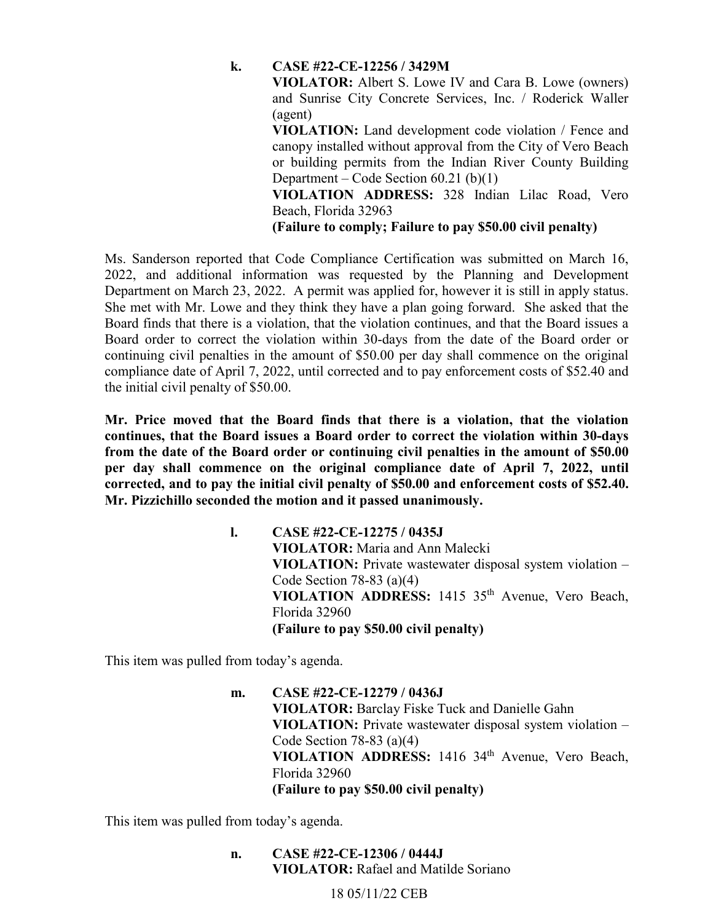**k. CASE #22-CE-12256 / 3429M**

**VIOLATOR:** Albert S. Lowe IV and Cara B. Lowe (owners) and Sunrise City Concrete Services, Inc. / Roderick Waller (agent)

**VIOLATION:** Land development code violation / Fence and canopy installed without approval from the City of Vero Beach or building permits from the Indian River County Building Department – Code Section 60.21 (b)(1)

**VIOLATION ADDRESS:** 328 Indian Lilac Road, Vero Beach, Florida 32963

**(Failure to comply; Failure to pay $50.00 civil penalty)**

Ms. Sanderson reported that Code Compliance Certification was submitted on March 16, 2022, and additional information was requested by the Planning and Development Department on March 23, 2022. A permit was applied for, however it is still in apply status. She met with Mr. Lowe and they think they have a plan going forward. She asked that the Board finds that there is a violation, that the violation continues, and that the Board issues a Board order to correct the violation within 30-days from the date of the Board order or continuing civil penalties in the amount of $50.00 per day shall commence on the original compliance date of April 7, 2022, until corrected and to pay enforcement costs of $52.40 and the initial civil penalty of $50.00.

**Mr. Price moved that the Board finds that there is a violation, that the violation continues, that the Board issues a Board order to correct the violation within 30-days from the date of the Board order or continuing civil penalties in the amount of $50.00 per day shall commence on the original compliance date of April 7, 2022, until corrected, and to pay the initial civil penalty of $50.00 and enforcement costs of $52.40. Mr. Pizzichillo seconded the motion and it passed unanimously.**

**l. CASE #22-CE-12275 / 0435J**

**VIOLATOR:** Maria and Ann Malecki

**VIOLATION:** Private wastewater disposal system violation – Code Section 78-83 (a)(4)

**VIOLATION ADDRESS:** 1415 35th Avenue, Vero Beach, Florida 32960

**(Failure to pay $50.00 civil penalty)**

This item was pulled from today's agenda.

**m. CASE #22-CE-12279 / 0436J**

**VIOLATOR:** Barclay Fiske Tuck and Danielle Gahn

**VIOLATION:** Private wastewater disposal system violation – Code Section 78-83 (a)(4)

**VIOLATION ADDRESS:** 1416 34th Avenue, Vero Beach, Florida 32960

**(Failure to pay $50.00 civil penalty)**

This item was pulled from today's agenda.

**n. CASE #22-CE-12306 / 0444J**

**VIOLATOR:** Rafael and Matilde Soriano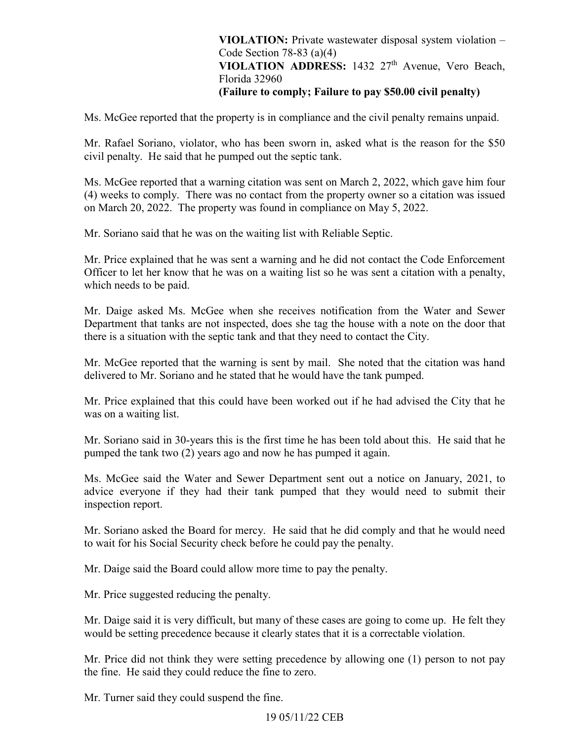**VIOLATION:** Private wastewater disposal system violation – Code Section 78-83 (a)(4)
**VIOLATION ADDRESS:** 1432 27th Avenue, Vero Beach, Florida 32960
**(Failure to comply; Failure to pay $50.00 civil penalty)**

Ms. McGee reported that the property is in compliance and the civil penalty remains unpaid.

Mr. Rafael Soriano, violator, who has been sworn in, asked what is the reason for the $50 civil penalty. He said that he pumped out the septic tank.

Ms. McGee reported that a warning citation was sent on March 2, 2022, which gave him four (4) weeks to comply. There was no contact from the property owner so a citation was issued on March 20, 2022. The property was found in compliance on May 5, 2022.

Mr. Soriano said that he was on the waiting list with Reliable Septic.

Mr. Price explained that he was sent a warning and he did not contact the Code Enforcement Officer to let her know that he was on a waiting list so he was sent a citation with a penalty, which needs to be paid.

Mr. Daige asked Ms. McGee when she receives notification from the Water and Sewer Department that tanks are not inspected, does she tag the house with a note on the door that there is a situation with the septic tank and that they need to contact the City.

Mr. McGee reported that the warning is sent by mail. She noted that the citation was hand delivered to Mr. Soriano and he stated that he would have the tank pumped.

Mr. Price explained that this could have been worked out if he had advised the City that he was on a waiting list.

Mr. Soriano said in 30-years this is the first time he has been told about this. He said that he pumped the tank two (2) years ago and now he has pumped it again.

Ms. McGee said the Water and Sewer Department sent out a notice on January, 2021, to advice everyone if they had their tank pumped that they would need to submit their inspection report.

Mr. Soriano asked the Board for mercy. He said that he did comply and that he would need to wait for his Social Security check before he could pay the penalty.

Mr. Daige said the Board could allow more time to pay the penalty.

Mr. Price suggested reducing the penalty.

Mr. Daige said it is very difficult, but many of these cases are going to come up. He felt they would be setting precedence because it clearly states that it is a correctable violation.

Mr. Price did not think they were setting precedence by allowing one (1) person to not pay the fine. He said they could reduce the fine to zero.

Mr. Turner said they could suspend the fine.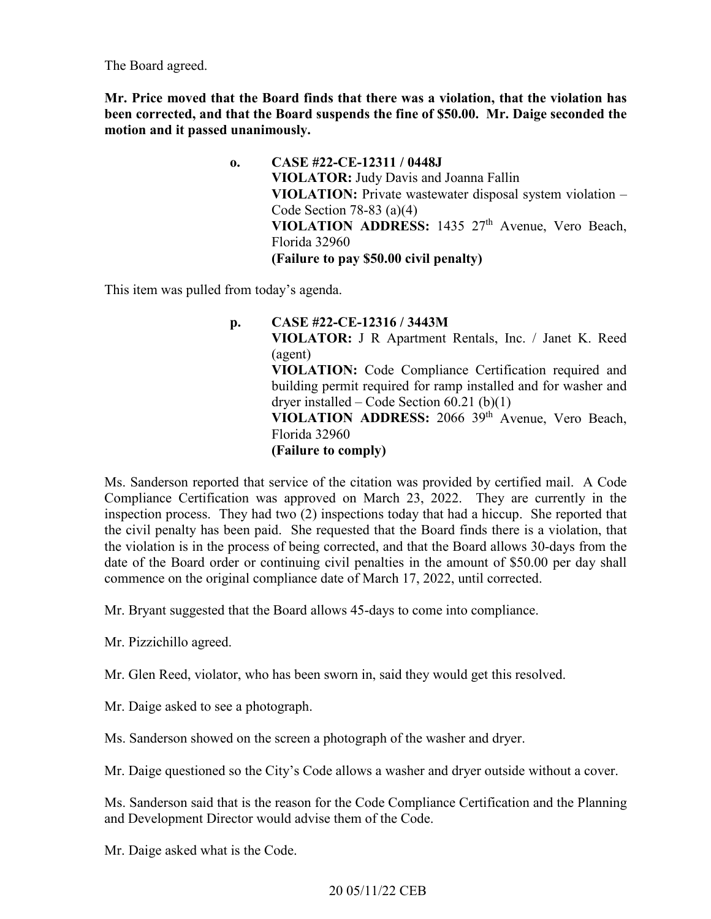The Board agreed.

**Mr. Price moved that the Board finds that there was a violation, that the violation has been corrected, and that the Board suspends the fine of $50.00. Mr. Daige seconded the motion and it passed unanimously.**

> **o. CASE #22-CE-12311 / 0448J**
> **VIOLATOR:** Judy Davis and Joanna Fallin
> **VIOLATION:** Private wastewater disposal system violation – Code Section 78-83 (a)(4)
> **VIOLATION ADDRESS:** 1435 27th Avenue, Vero Beach, Florida 32960
> **(Failure to pay $50.00 civil penalty)**

This item was pulled from today's agenda.

> **p. CASE #22-CE-12316 / 3443M**
> **VIOLATOR:** J R Apartment Rentals, Inc. / Janet K. Reed (agent)
> **VIOLATION:** Code Compliance Certification required and building permit required for ramp installed and for washer and dryer installed – Code Section 60.21 (b)(1)
> **VIOLATION ADDRESS:** 2066 39th Avenue, Vero Beach, Florida 32960
> **(Failure to comply)**

Ms. Sanderson reported that service of the citation was provided by certified mail. A Code Compliance Certification was approved on March 23, 2022. They are currently in the inspection process. They had two (2) inspections today that had a hiccup. She reported that the civil penalty has been paid. She requested that the Board finds there is a violation, that the violation is in the process of being corrected, and that the Board allows 30-days from the date of the Board order or continuing civil penalties in the amount of $50.00 per day shall commence on the original compliance date of March 17, 2022, until corrected.

Mr. Bryant suggested that the Board allows 45-days to come into compliance.

Mr. Pizzichillo agreed.

Mr. Glen Reed, violator, who has been sworn in, said they would get this resolved.

Mr. Daige asked to see a photograph.

Ms. Sanderson showed on the screen a photograph of the washer and dryer.

Mr. Daige questioned so the City's Code allows a washer and dryer outside without a cover.

Ms. Sanderson said that is the reason for the Code Compliance Certification and the Planning and Development Director would advise them of the Code.

Mr. Daige asked what is the Code.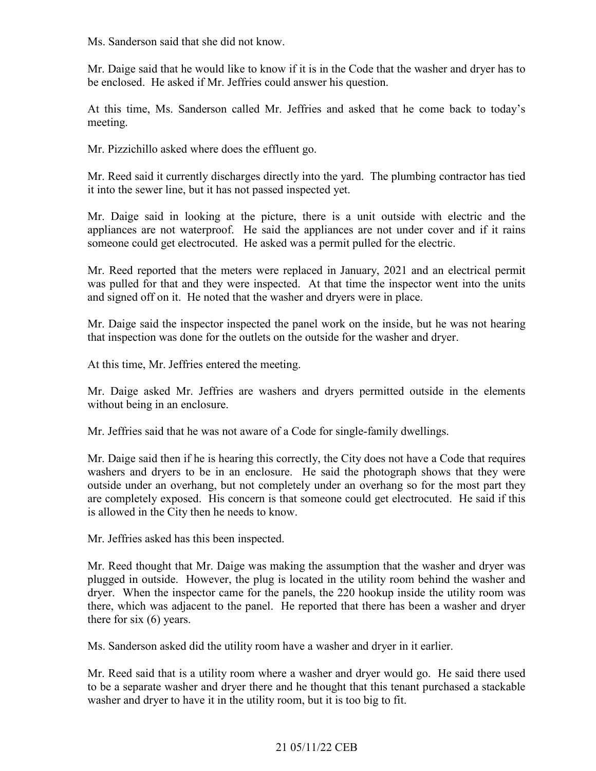Ms. Sanderson said that she did not know.

Mr. Daige said that he would like to know if it is in the Code that the washer and dryer has to be enclosed. He asked if Mr. Jeffries could answer his question.

At this time, Ms. Sanderson called Mr. Jeffries and asked that he come back to today's meeting.

Mr. Pizzichillo asked where does the effluent go.

Mr. Reed said it currently discharges directly into the yard. The plumbing contractor has tied it into the sewer line, but it has not passed inspected yet.

Mr. Daige said in looking at the picture, there is a unit outside with electric and the appliances are not waterproof. He said the appliances are not under cover and if it rains someone could get electrocuted. He asked was a permit pulled for the electric.

Mr. Reed reported that the meters were replaced in January, 2021 and an electrical permit was pulled for that and they were inspected. At that time the inspector went into the units and signed off on it. He noted that the washer and dryers were in place.

Mr. Daige said the inspector inspected the panel work on the inside, but he was not hearing that inspection was done for the outlets on the outside for the washer and dryer.

At this time, Mr. Jeffries entered the meeting.

Mr. Daige asked Mr. Jeffries are washers and dryers permitted outside in the elements without being in an enclosure.

Mr. Jeffries said that he was not aware of a Code for single-family dwellings.

Mr. Daige said then if he is hearing this correctly, the City does not have a Code that requires washers and dryers to be in an enclosure. He said the photograph shows that they were outside under an overhang, but not completely under an overhang so for the most part they are completely exposed. His concern is that someone could get electrocuted. He said if this is allowed in the City then he needs to know.

Mr. Jeffries asked has this been inspected.

Mr. Reed thought that Mr. Daige was making the assumption that the washer and dryer was plugged in outside. However, the plug is located in the utility room behind the washer and dryer. When the inspector came for the panels, the 220 hookup inside the utility room was there, which was adjacent to the panel. He reported that there has been a washer and dryer there for six (6) years.

Ms. Sanderson asked did the utility room have a washer and dryer in it earlier.

Mr. Reed said that is a utility room where a washer and dryer would go. He said there used to be a separate washer and dryer there and he thought that this tenant purchased a stackable washer and dryer to have it in the utility room, but it is too big to fit.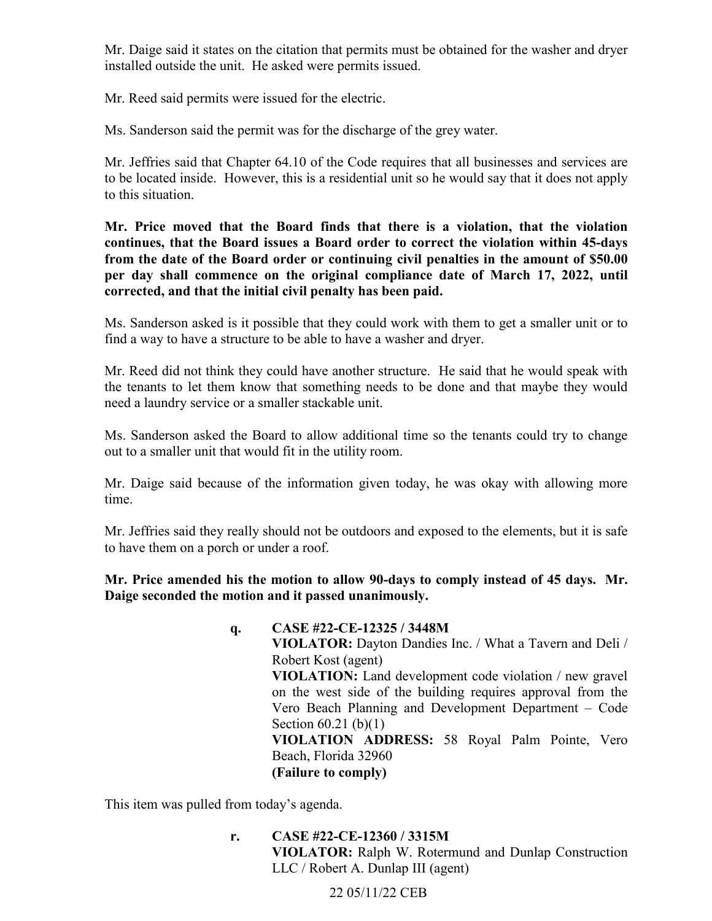Mr. Daige said it states on the citation that permits must be obtained for the washer and dryer installed outside the unit. He asked were permits issued.

Mr. Reed said permits were issued for the electric.

Ms. Sanderson said the permit was for the discharge of the grey water.

Mr. Jeffries said that Chapter 64.10 of the Code requires that all businesses and services are to be located inside. However, this is a residential unit so he would say that it does not apply to this situation.

**Mr. Price moved that the Board finds that there is a violation, that the violation continues, that the Board issues a Board order to correct the violation within 45-days from the date of the Board order or continuing civil penalties in the amount of $50.00 per day shall commence on the original compliance date of March 17, 2022, until corrected, and that the initial civil penalty has been paid.**

Ms. Sanderson asked is it possible that they could work with them to get a smaller unit or to find a way to have a structure to be able to have a washer and dryer.

Mr. Reed did not think they could have another structure. He said that he would speak with the tenants to let them know that something needs to be done and that maybe they would need a laundry service or a smaller stackable unit.

Ms. Sanderson asked the Board to allow additional time so the tenants could try to change out to a smaller unit that would fit in the utility room.

Mr. Daige said because of the information given today, he was okay with allowing more time.

Mr. Jeffries said they really should not be outdoors and exposed to the elements, but it is safe to have them on a porch or under a roof.

**Mr. Price amended his the motion to allow 90-days to comply instead of 45 days. Mr. Daige seconded the motion and it passed unanimously.**

**q. CASE #22-CE-12325 / 3448M**
**VIOLATOR:** Dayton Dandies Inc. / What a Tavern and Deli / Robert Kost (agent)
**VIOLATION:** Land development code violation / new gravel on the west side of the building requires approval from the Vero Beach Planning and Development Department – Code Section 60.21 (b)(1)
**VIOLATION ADDRESS:** 58 Royal Palm Pointe, Vero Beach, Florida 32960
**(Failure to comply)**

This item was pulled from today's agenda.

**r. CASE #22-CE-12360 / 3315M**
**VIOLATOR:** Ralph W. Rotermund and Dunlap Construction LLC / Robert A. Dunlap III (agent)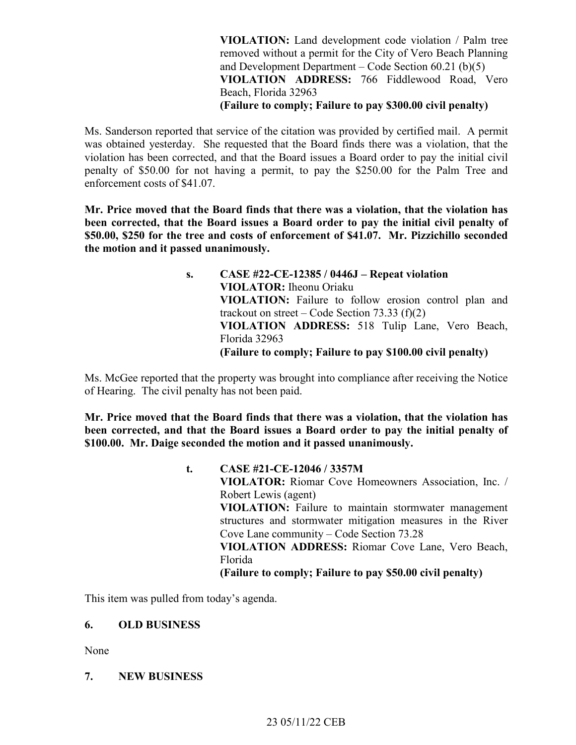**VIOLATION:** Land development code violation / Palm tree removed without a permit for the City of Vero Beach Planning and Development Department – Code Section 60.21 (b)(5)
**VIOLATION ADDRESS:** 766 Fiddlewood Road, Vero Beach, Florida 32963
**(Failure to comply; Failure to pay $300.00 civil penalty)**

Ms. Sanderson reported that service of the citation was provided by certified mail. A permit was obtained yesterday. She requested that the Board finds there was a violation, that the violation has been corrected, and that the Board issues a Board order to pay the initial civil penalty of $50.00 for not having a permit, to pay the $250.00 for the Palm Tree and enforcement costs of $41.07.

**Mr. Price moved that the Board finds that there was a violation, that the violation has been corrected, that the Board issues a Board order to pay the initial civil penalty of $50.00, $250 for the tree and costs of enforcement of $41.07. Mr. Pizzichillo seconded the motion and it passed unanimously.**

**s. CASE #22-CE-12385 / 0446J – Repeat violation**
**VIOLATOR:** Iheonu Oriaku
**VIOLATION:** Failure to follow erosion control plan and trackout on street – Code Section 73.33 (f)(2)
**VIOLATION ADDRESS:** 518 Tulip Lane, Vero Beach, Florida 32963
**(Failure to comply; Failure to pay $100.00 civil penalty)**

Ms. McGee reported that the property was brought into compliance after receiving the Notice of Hearing. The civil penalty has not been paid.

**Mr. Price moved that the Board finds that there was a violation, that the violation has been corrected, and that the Board issues a Board order to pay the initial penalty of $100.00. Mr. Daige seconded the motion and it passed unanimously.**

**t. CASE #21-CE-12046 / 3357M**
**VIOLATOR:** Riomar Cove Homeowners Association, Inc. / Robert Lewis (agent)
**VIOLATION:** Failure to maintain stormwater management structures and stormwater mitigation measures in the River Cove Lane community – Code Section 73.28
**VIOLATION ADDRESS:** Riomar Cove Lane, Vero Beach, Florida
**(Failure to comply; Failure to pay $50.00 civil penalty)**

This item was pulled from today's agenda.

## 6. OLD BUSINESS

None

## 7. NEW BUSINESS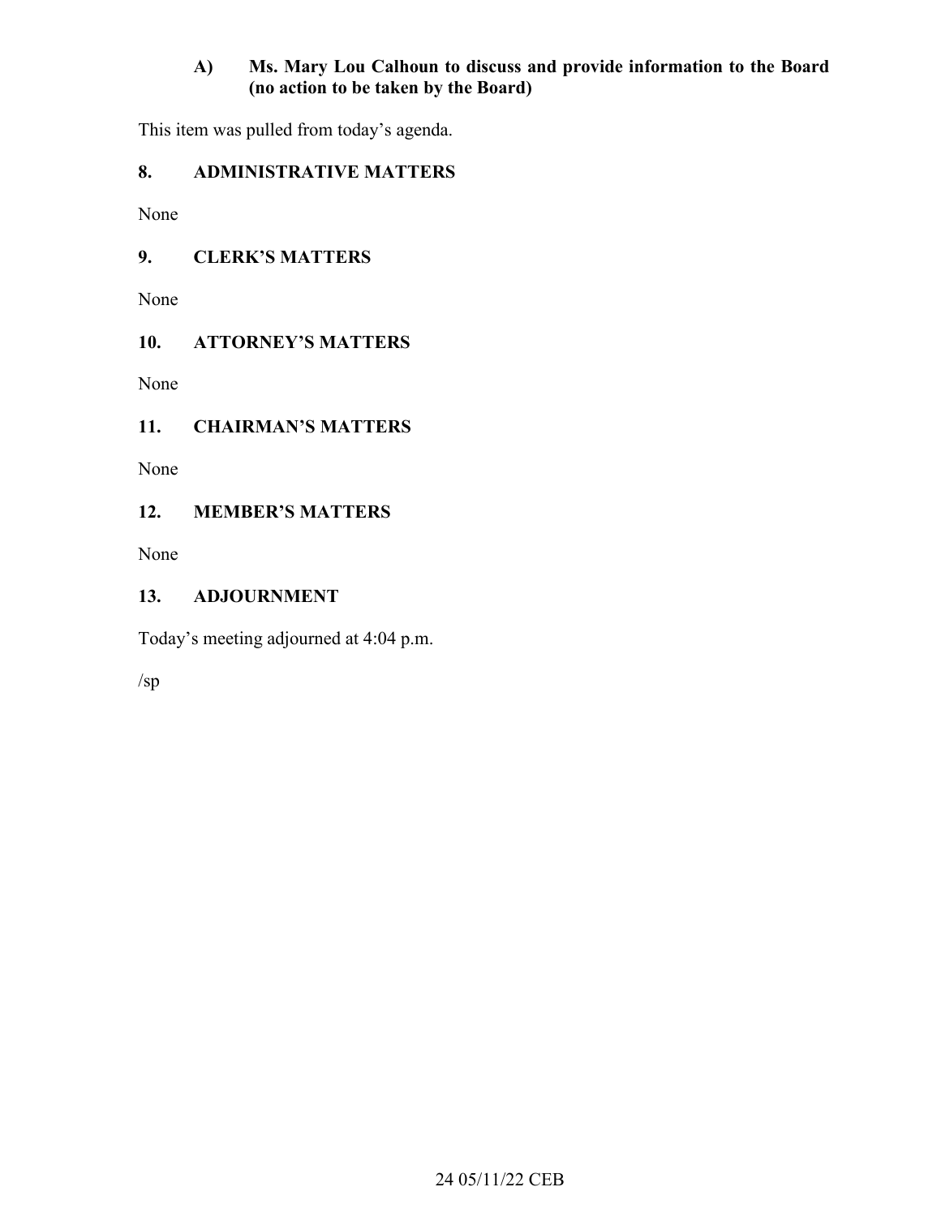**A) Ms. Mary Lou Calhoun to discuss and provide information to the Board (no action to be taken by the Board)**

This item was pulled from today's agenda.

## 8. ADMINISTRATIVE MATTERS

None

## 9. CLERK'S MATTERS

None

## 10. ATTORNEY'S MATTERS

None

## 11. CHAIRMAN'S MATTERS

None

## 12. MEMBER'S MATTERS

None

## 13. ADJOURNMENT

Today's meeting adjourned at 4:04 p.m.

/sp